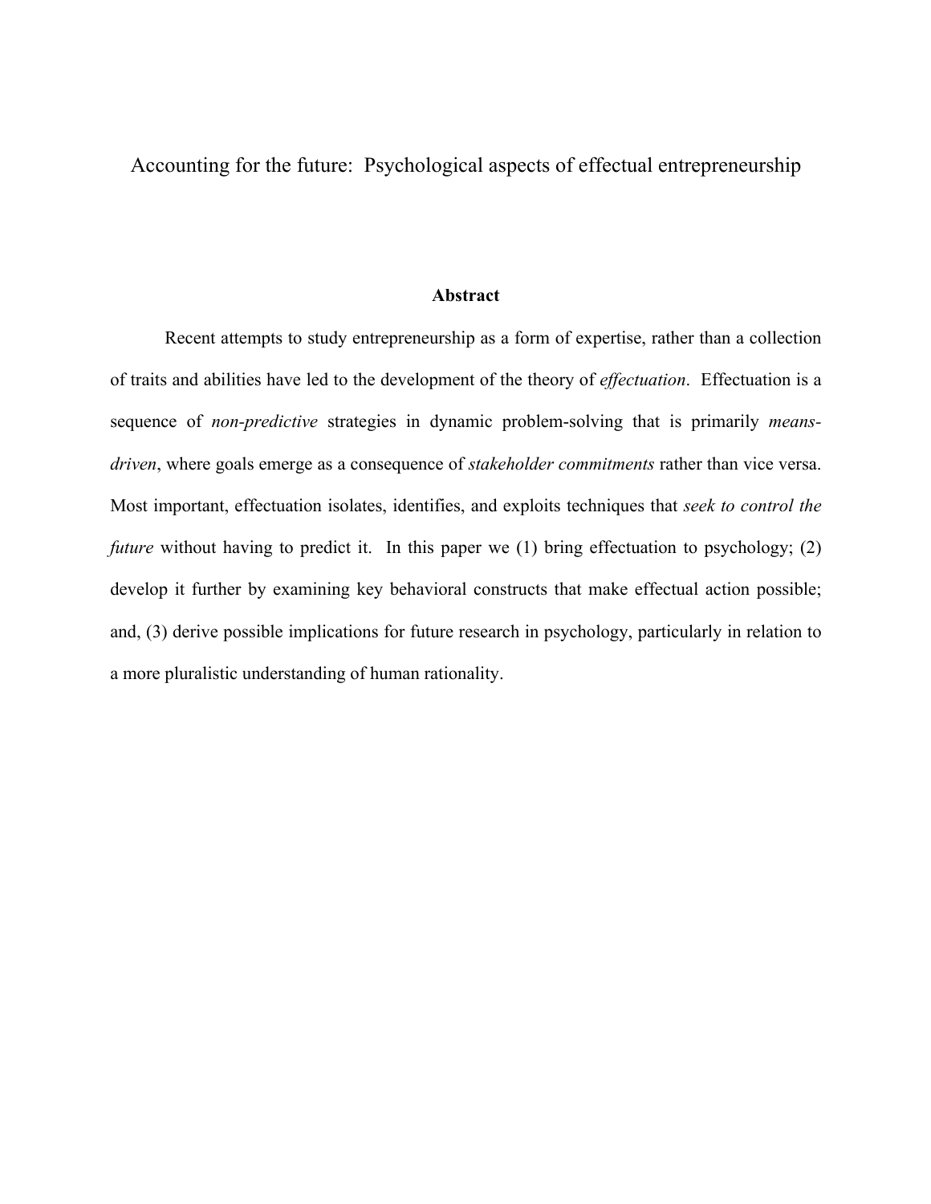# Accounting for the future: Psychological aspects of effectual entrepreneurship

## Abstract

Recent attempts to study entrepreneurship as a form of expertise, rather than a collection of traits and abilities have led to the development of the theory of *effectuation*. Effectuation is a sequence of *non-predictive* strategies in dynamic problem-solving that is primarily *means-driven*, where goals emerge as a consequence of *stakeholder commitments* rather than vice versa. Most important, effectuation isolates, identifies, and exploits techniques that *seek to control the future* without having to predict it. In this paper we (1) bring effectuation to psychology; (2) develop it further by examining key behavioral constructs that make effectual action possible; and, (3) derive possible implications for future research in psychology, particularly in relation to a more pluralistic understanding of human rationality.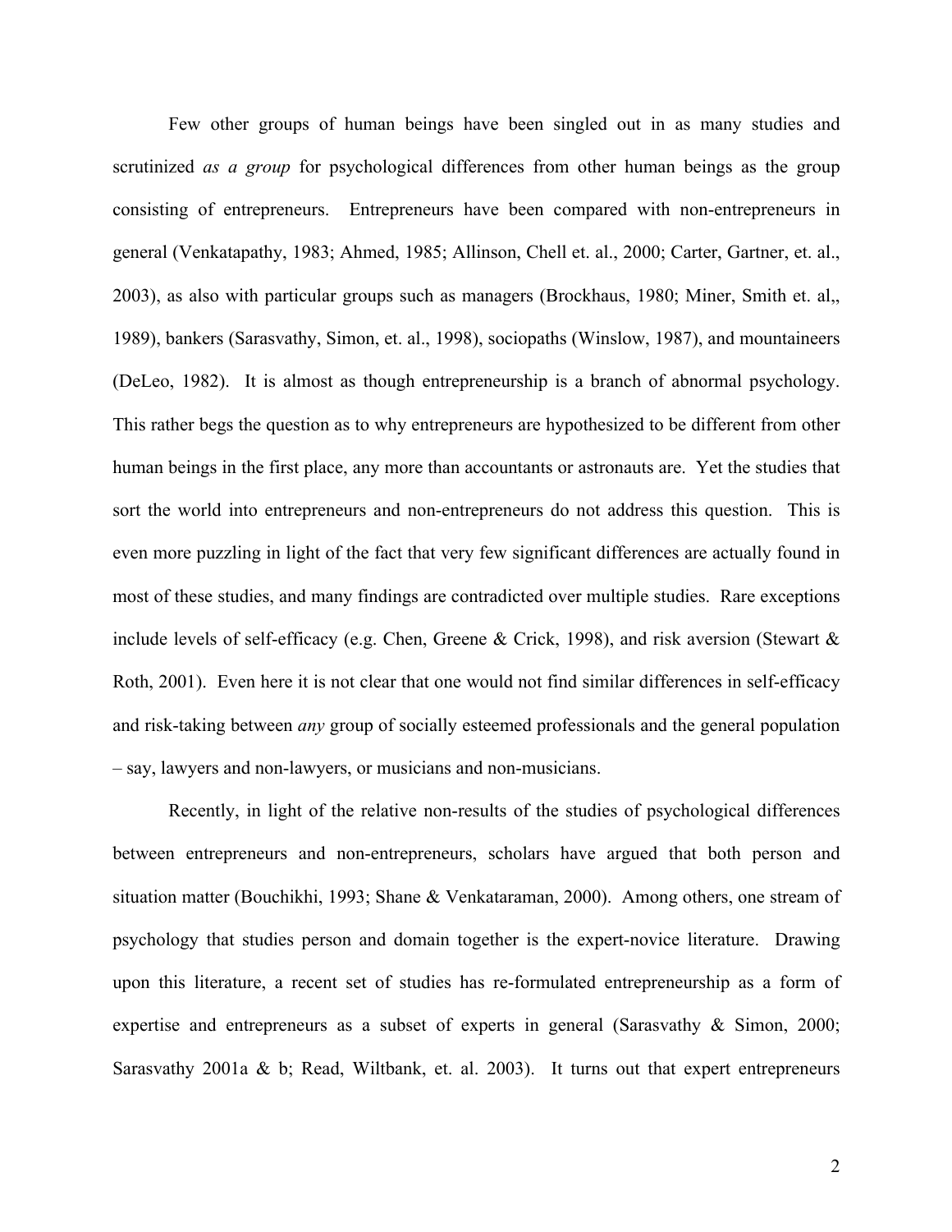Few other groups of human beings have been singled out in as many studies and scrutinized *as a group* for psychological differences from other human beings as the group consisting of entrepreneurs. Entrepreneurs have been compared with non-entrepreneurs in general (Venkatapathy, 1983; Ahmed, 1985; Allinson, Chell et. al., 2000; Carter, Gartner, et. al., 2003), as also with particular groups such as managers (Brockhaus, 1980; Miner, Smith et. al,, 1989), bankers (Sarasvathy, Simon, et. al., 1998), sociopaths (Winslow, 1987), and mountaineers (DeLeo, 1982). It is almost as though entrepreneurship is a branch of abnormal psychology. This rather begs the question as to why entrepreneurs are hypothesized to be different from other human beings in the first place, any more than accountants or astronauts are. Yet the studies that sort the world into entrepreneurs and non-entrepreneurs do not address this question. This is even more puzzling in light of the fact that very few significant differences are actually found in most of these studies, and many findings are contradicted over multiple studies. Rare exceptions include levels of self-efficacy (e.g. Chen, Greene & Crick, 1998), and risk aversion (Stewart & Roth, 2001). Even here it is not clear that one would not find similar differences in self-efficacy and risk-taking between *any* group of socially esteemed professionals and the general population – say, lawyers and non-lawyers, or musicians and non-musicians.

Recently, in light of the relative non-results of the studies of psychological differences between entrepreneurs and non-entrepreneurs, scholars have argued that both person and situation matter (Bouchikhi, 1993; Shane & Venkataraman, 2000). Among others, one stream of psychology that studies person and domain together is the expert-novice literature. Drawing upon this literature, a recent set of studies has re-formulated entrepreneurship as a form of expertise and entrepreneurs as a subset of experts in general (Sarasvathy & Simon, 2000; Sarasvathy 2001a & b; Read, Wiltbank, et. al. 2003). It turns out that expert entrepreneurs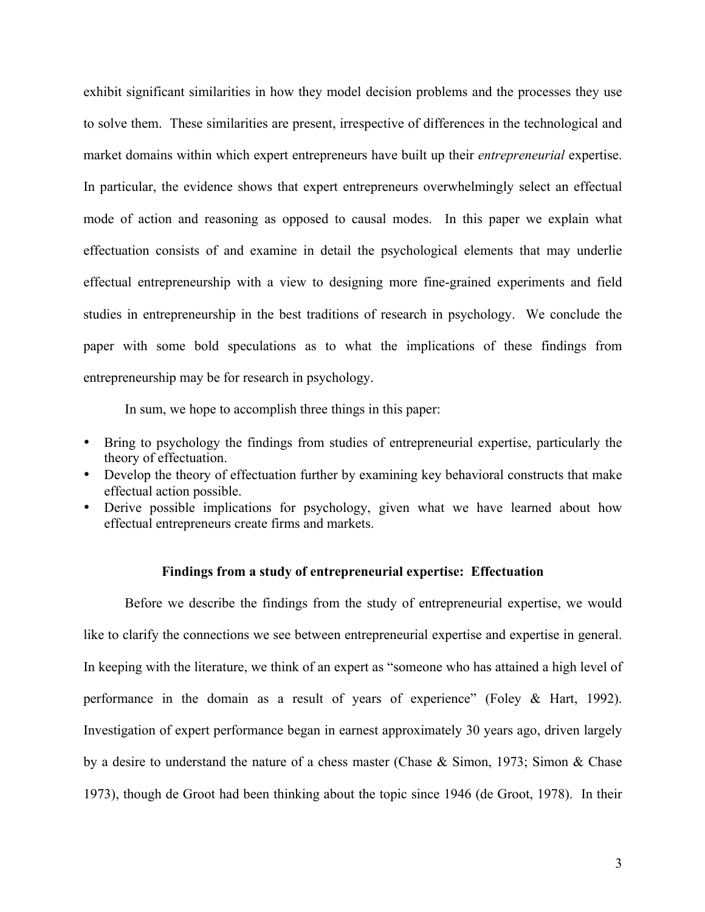exhibit significant similarities in how they model decision problems and the processes they use to solve them. These similarities are present, irrespective of differences in the technological and market domains within which expert entrepreneurs have built up their *entrepreneurial* expertise. In particular, the evidence shows that expert entrepreneurs overwhelmingly select an effectual mode of action and reasoning as opposed to causal modes. In this paper we explain what effectuation consists of and examine in detail the psychological elements that may underlie effectual entrepreneurship with a view to designing more fine-grained experiments and field studies in entrepreneurship in the best traditions of research in psychology. We conclude the paper with some bold speculations as to what the implications of these findings from entrepreneurship may be for research in psychology.

In sum, we hope to accomplish three things in this paper:

- Bring to psychology the findings from studies of entrepreneurial expertise, particularly the theory of effectuation.
- Develop the theory of effectuation further by examining key behavioral constructs that make effectual action possible.
- Derive possible implications for psychology, given what we have learned about how effectual entrepreneurs create firms and markets.

## Findings from a study of entrepreneurial expertise: Effectuation

Before we describe the findings from the study of entrepreneurial expertise, we would like to clarify the connections we see between entrepreneurial expertise and expertise in general. In keeping with the literature, we think of an expert as "someone who has attained a high level of performance in the domain as a result of years of experience" (Foley & Hart, 1992). Investigation of expert performance began in earnest approximately 30 years ago, driven largely by a desire to understand the nature of a chess master (Chase & Simon, 1973; Simon & Chase 1973), though de Groot had been thinking about the topic since 1946 (de Groot, 1978). In their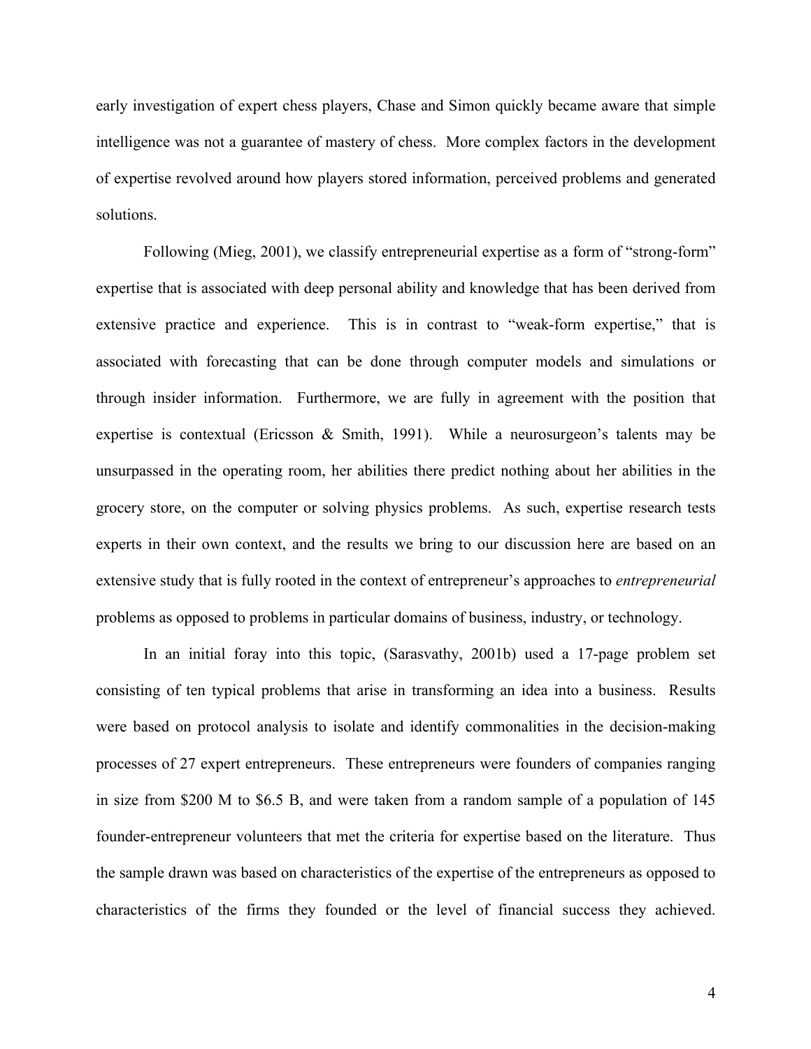early investigation of expert chess players, Chase and Simon quickly became aware that simple intelligence was not a guarantee of mastery of chess. More complex factors in the development of expertise revolved around how players stored information, perceived problems and generated solutions.

Following (Mieg, 2001), we classify entrepreneurial expertise as a form of "strong-form" expertise that is associated with deep personal ability and knowledge that has been derived from extensive practice and experience. This is in contrast to "weak-form expertise," that is associated with forecasting that can be done through computer models and simulations or through insider information. Furthermore, we are fully in agreement with the position that expertise is contextual (Ericsson & Smith, 1991). While a neurosurgeon's talents may be unsurpassed in the operating room, her abilities there predict nothing about her abilities in the grocery store, on the computer or solving physics problems. As such, expertise research tests experts in their own context, and the results we bring to our discussion here are based on an extensive study that is fully rooted in the context of entrepreneur's approaches to *entrepreneurial* problems as opposed to problems in particular domains of business, industry, or technology.

In an initial foray into this topic, (Sarasvathy, 2001b) used a 17-page problem set consisting of ten typical problems that arise in transforming an idea into a business. Results were based on protocol analysis to isolate and identify commonalities in the decision-making processes of 27 expert entrepreneurs. These entrepreneurs were founders of companies ranging in size from \$200 M to \$6.5 B, and were taken from a random sample of a population of 145 founder-entrepreneur volunteers that met the criteria for expertise based on the literature. Thus the sample drawn was based on characteristics of the expertise of the entrepreneurs as opposed to characteristics of the firms they founded or the level of financial success they achieved.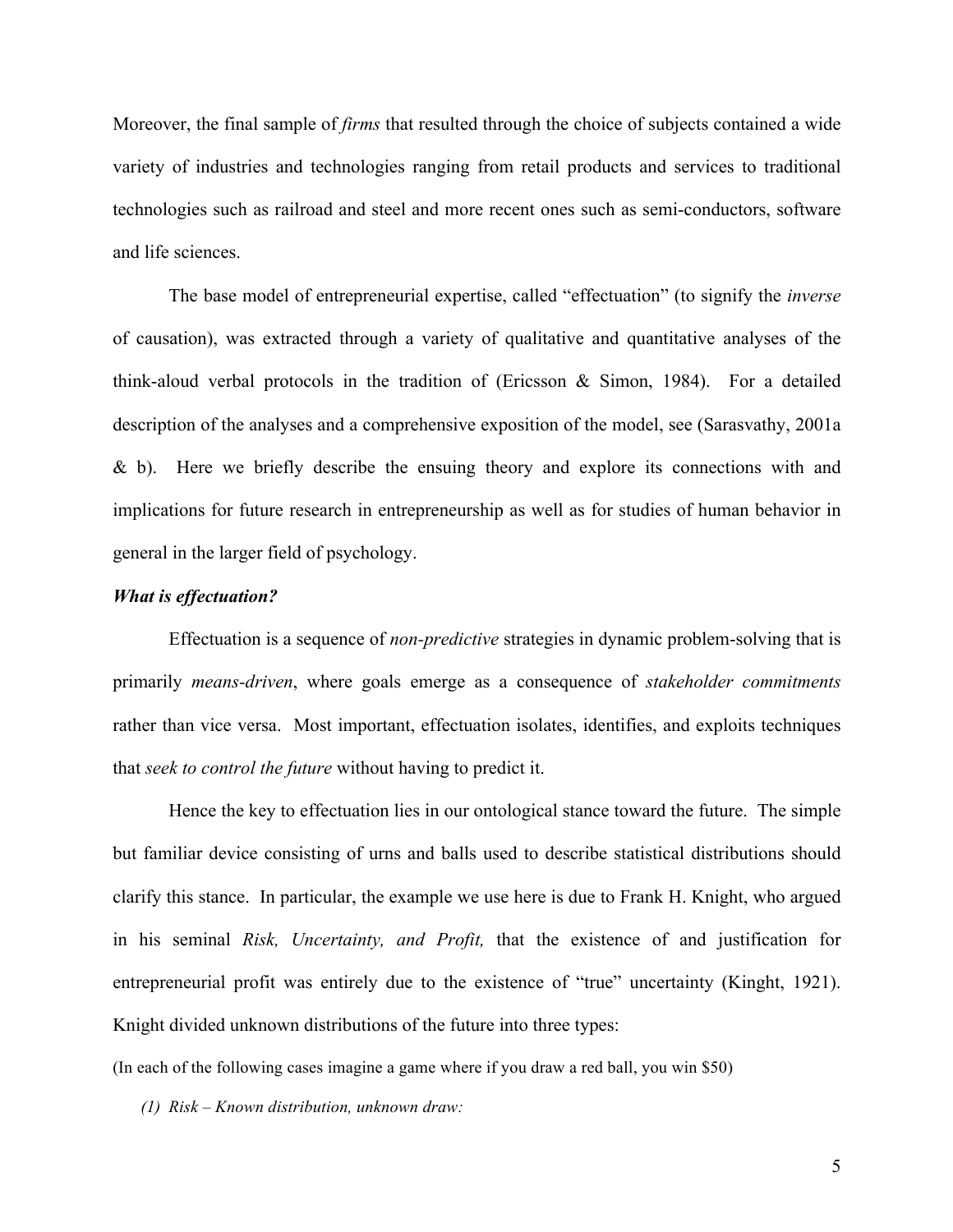Moreover, the final sample of *firms* that resulted through the choice of subjects contained a wide variety of industries and technologies ranging from retail products and services to traditional technologies such as railroad and steel and more recent ones such as semi-conductors, software and life sciences.

The base model of entrepreneurial expertise, called "effectuation" (to signify the *inverse* of causation), was extracted through a variety of qualitative and quantitative analyses of the think-aloud verbal protocols in the tradition of (Ericsson & Simon, 1984). For a detailed description of the analyses and a comprehensive exposition of the model, see (Sarasvathy, 2001a & b). Here we briefly describe the ensuing theory and explore its connections with and implications for future research in entrepreneurship as well as for studies of human behavior in general in the larger field of psychology.

***What is effectuation?***

Effectuation is a sequence of *non-predictive* strategies in dynamic problem-solving that is primarily *means-driven*, where goals emerge as a consequence of *stakeholder commitments* rather than vice versa. Most important, effectuation isolates, identifies, and exploits techniques that *seek to control the future* without having to predict it.

Hence the key to effectuation lies in our ontological stance toward the future. The simple but familiar device consisting of urns and balls used to describe statistical distributions should clarify this stance. In particular, the example we use here is due to Frank H. Knight, who argued in his seminal *Risk, Uncertainty, and Profit,* that the existence of and justification for entrepreneurial profit was entirely due to the existence of "true" uncertainty (Kinght, 1921). Knight divided unknown distributions of the future into three types:

(In each of the following cases imagine a game where if you draw a red ball, you win $50)

*(1) Risk – Known distribution, unknown draw:*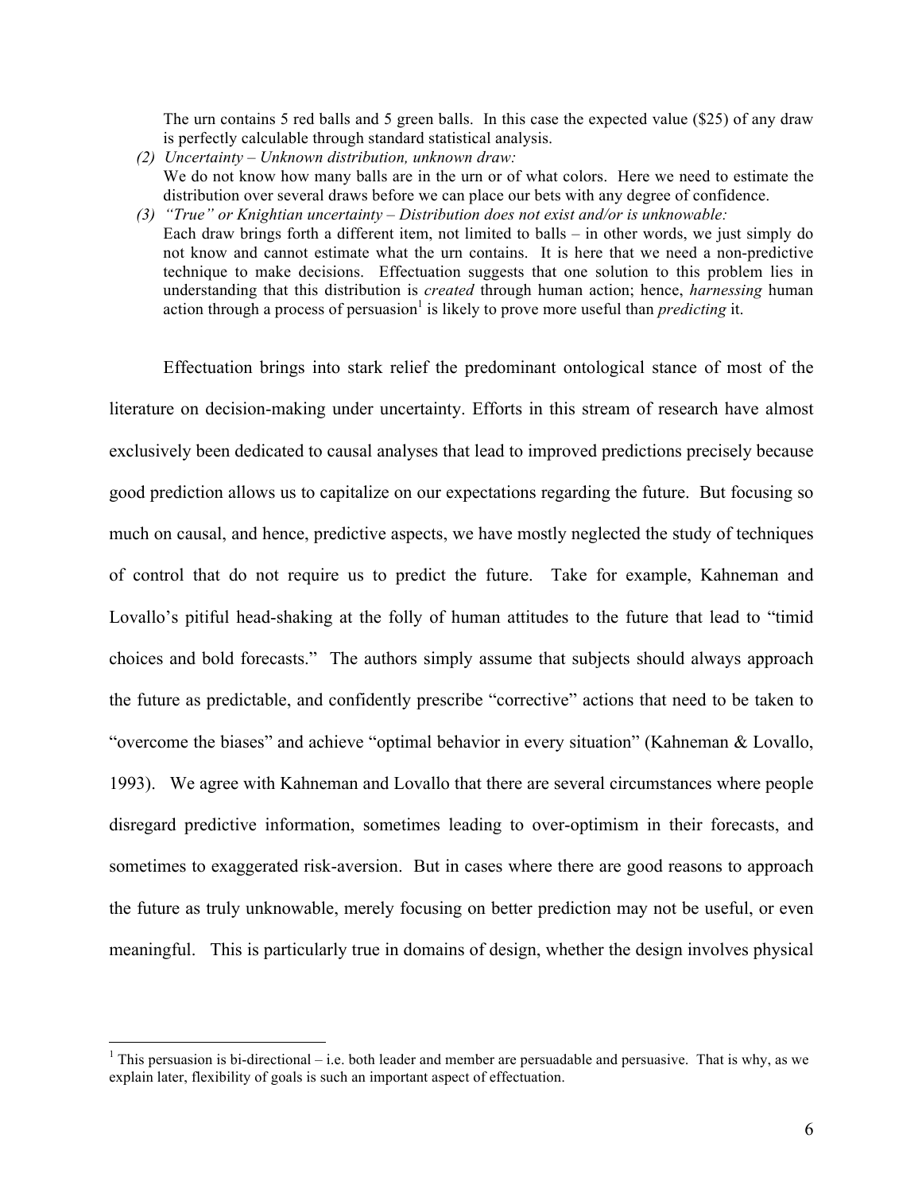The urn contains 5 red balls and 5 green balls. In this case the expected value ($25) of any draw is perfectly calculable through standard statistical analysis.

(2) *Uncertainty – Unknown distribution, unknown draw:*
We do not know how many balls are in the urn or of what colors. Here we need to estimate the distribution over several draws before we can place our bets with any degree of confidence.

(3) *"True" or Knightian uncertainty – Distribution does not exist and/or is unknowable:*
Each draw brings forth a different item, not limited to balls – in other words, we just simply do not know and cannot estimate what the urn contains. It is here that we need a non-predictive technique to make decisions. Effectuation suggests that one solution to this problem lies in understanding that this distribution is *created* through human action; hence, *harnessing* human action through a process of persuasion[1] is likely to prove more useful than *predicting* it.

Effectuation brings into stark relief the predominant ontological stance of most of the literature on decision-making under uncertainty. Efforts in this stream of research have almost exclusively been dedicated to causal analyses that lead to improved predictions precisely because good prediction allows us to capitalize on our expectations regarding the future. But focusing so much on causal, and hence, predictive aspects, we have mostly neglected the study of techniques of control that do not require us to predict the future. Take for example, Kahneman and Lovallo's pitiful head-shaking at the folly of human attitudes to the future that lead to "timid choices and bold forecasts." The authors simply assume that subjects should always approach the future as predictable, and confidently prescribe "corrective" actions that need to be taken to "overcome the biases" and achieve "optimal behavior in every situation" (Kahneman & Lovallo, 1993). We agree with Kahneman and Lovallo that there are several circumstances where people disregard predictive information, sometimes leading to over-optimism in their forecasts, and sometimes to exaggerated risk-aversion. But in cases where there are good reasons to approach the future as truly unknowable, merely focusing on better prediction may not be useful, or even meaningful. This is particularly true in domains of design, whether the design involves physical

---

[1] This persuasion is bi-directional – i.e. both leader and member are persuadable and persuasive. That is why, as we explain later, flexibility of goals is such an important aspect of effectuation.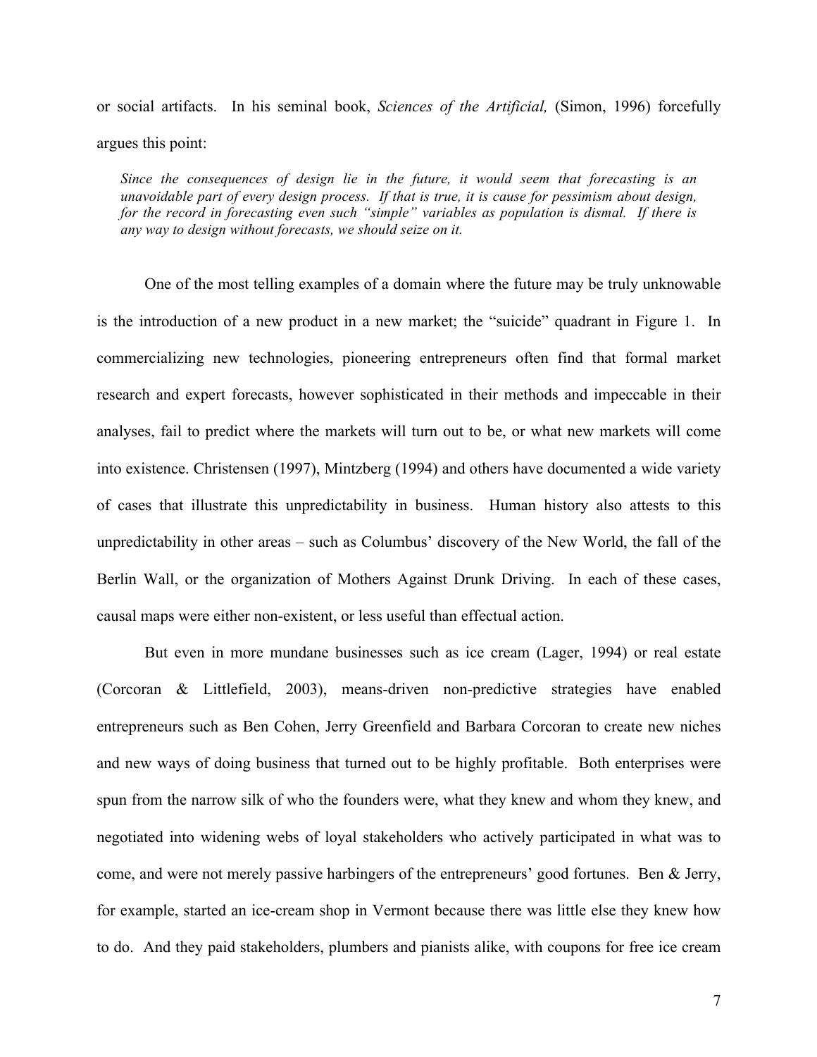or social artifacts. In his seminal book, *Sciences of the Artificial,* (Simon, 1996) forcefully argues this point:

> *Since the consequences of design lie in the future, it would seem that forecasting is an unavoidable part of every design process. If that is true, it is cause for pessimism about design, for the record in forecasting even such "simple" variables as population is dismal. If there is any way to design without forecasts, we should seize on it.*

One of the most telling examples of a domain where the future may be truly unknowable is the introduction of a new product in a new market; the "suicide" quadrant in Figure 1. In commercializing new technologies, pioneering entrepreneurs often find that formal market research and expert forecasts, however sophisticated in their methods and impeccable in their analyses, fail to predict where the markets will turn out to be, or what new markets will come into existence. Christensen (1997), Mintzberg (1994) and others have documented a wide variety of cases that illustrate this unpredictability in business. Human history also attests to this unpredictability in other areas – such as Columbus' discovery of the New World, the fall of the Berlin Wall, or the organization of Mothers Against Drunk Driving. In each of these cases, causal maps were either non-existent, or less useful than effectual action.

But even in more mundane businesses such as ice cream (Lager, 1994) or real estate (Corcoran & Littlefield, 2003), means-driven non-predictive strategies have enabled entrepreneurs such as Ben Cohen, Jerry Greenfield and Barbara Corcoran to create new niches and new ways of doing business that turned out to be highly profitable. Both enterprises were spun from the narrow silk of who the founders were, what they knew and whom they knew, and negotiated into widening webs of loyal stakeholders who actively participated in what was to come, and were not merely passive harbingers of the entrepreneurs' good fortunes. Ben & Jerry, for example, started an ice-cream shop in Vermont because there was little else they knew how to do. And they paid stakeholders, plumbers and pianists alike, with coupons for free ice cream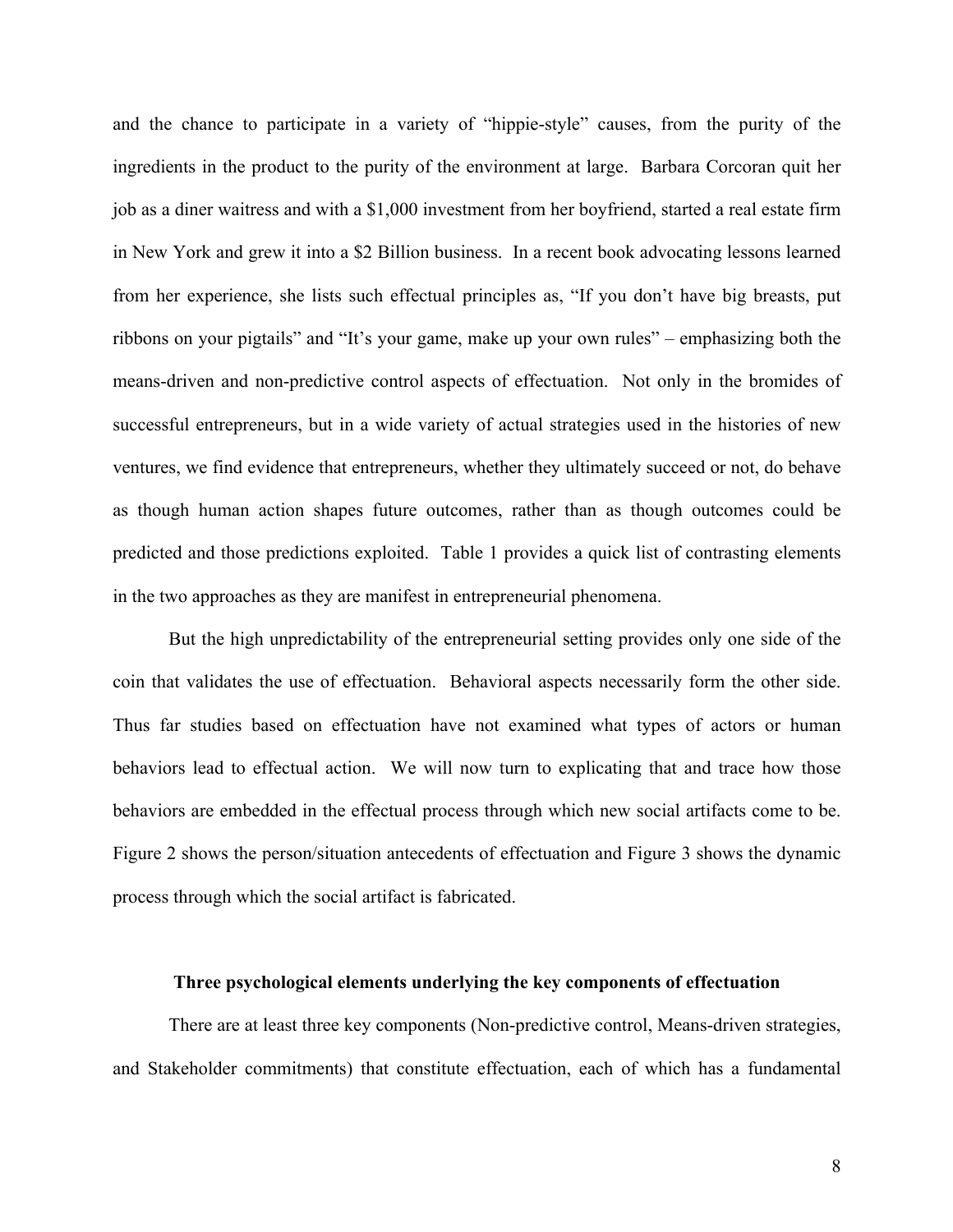and the chance to participate in a variety of "hippie-style" causes, from the purity of the ingredients in the product to the purity of the environment at large. Barbara Corcoran quit her job as a diner waitress and with a $1,000 investment from her boyfriend, started a real estate firm in New York and grew it into a $2 Billion business. In a recent book advocating lessons learned from her experience, she lists such effectual principles as, "If you don't have big breasts, put ribbons on your pigtails" and "It's your game, make up your own rules" – emphasizing both the means-driven and non-predictive control aspects of effectuation. Not only in the bromides of successful entrepreneurs, but in a wide variety of actual strategies used in the histories of new ventures, we find evidence that entrepreneurs, whether they ultimately succeed or not, do behave as though human action shapes future outcomes, rather than as though outcomes could be predicted and those predictions exploited. Table 1 provides a quick list of contrasting elements in the two approaches as they are manifest in entrepreneurial phenomena.

But the high unpredictability of the entrepreneurial setting provides only one side of the coin that validates the use of effectuation. Behavioral aspects necessarily form the other side. Thus far studies based on effectuation have not examined what types of actors or human behaviors lead to effectual action. We will now turn to explicating that and trace how those behaviors are embedded in the effectual process through which new social artifacts come to be. Figure 2 shows the person/situation antecedents of effectuation and Figure 3 shows the dynamic process through which the social artifact is fabricated.

## Three psychological elements underlying the key components of effectuation

There are at least three key components (Non-predictive control, Means-driven strategies, and Stakeholder commitments) that constitute effectuation, each of which has a fundamental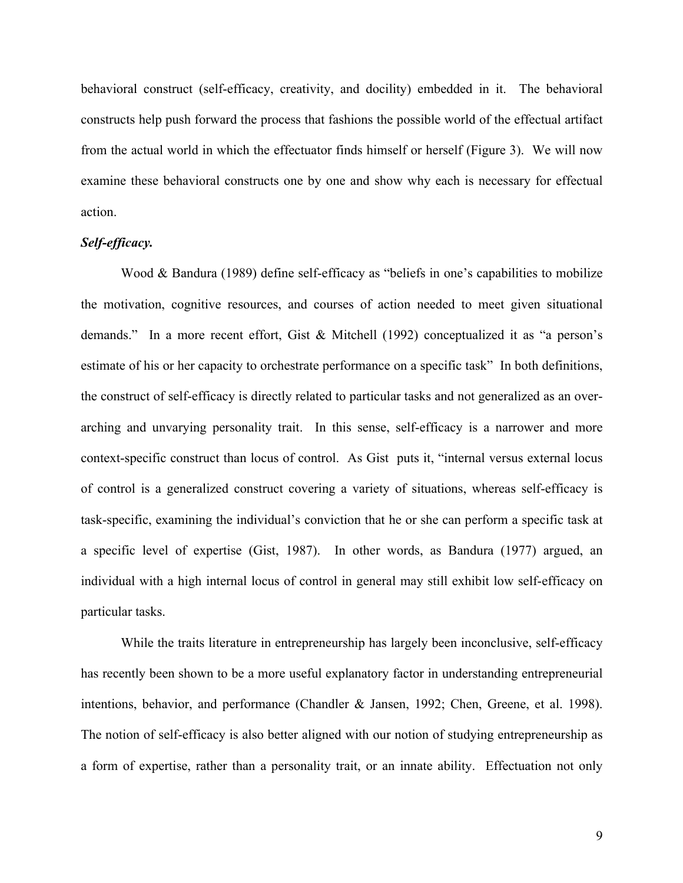behavioral construct (self-efficacy, creativity, and docility) embedded in it. The behavioral constructs help push forward the process that fashions the possible world of the effectual artifact from the actual world in which the effectuator finds himself or herself (Figure 3). We will now examine these behavioral constructs one by one and show why each is necessary for effectual action.

***Self-efficacy.***

Wood & Bandura (1989) define self-efficacy as "beliefs in one's capabilities to mobilize the motivation, cognitive resources, and courses of action needed to meet given situational demands." In a more recent effort, Gist & Mitchell (1992) conceptualized it as "a person's estimate of his or her capacity to orchestrate performance on a specific task" In both definitions, the construct of self-efficacy is directly related to particular tasks and not generalized as an over-arching and unvarying personality trait. In this sense, self-efficacy is a narrower and more context-specific construct than locus of control. As Gist puts it, "internal versus external locus of control is a generalized construct covering a variety of situations, whereas self-efficacy is task-specific, examining the individual's conviction that he or she can perform a specific task at a specific level of expertise (Gist, 1987). In other words, as Bandura (1977) argued, an individual with a high internal locus of control in general may still exhibit low self-efficacy on particular tasks.

While the traits literature in entrepreneurship has largely been inconclusive, self-efficacy has recently been shown to be a more useful explanatory factor in understanding entrepreneurial intentions, behavior, and performance (Chandler & Jansen, 1992; Chen, Greene, et al. 1998). The notion of self-efficacy is also better aligned with our notion of studying entrepreneurship as a form of expertise, rather than a personality trait, or an innate ability. Effectuation not only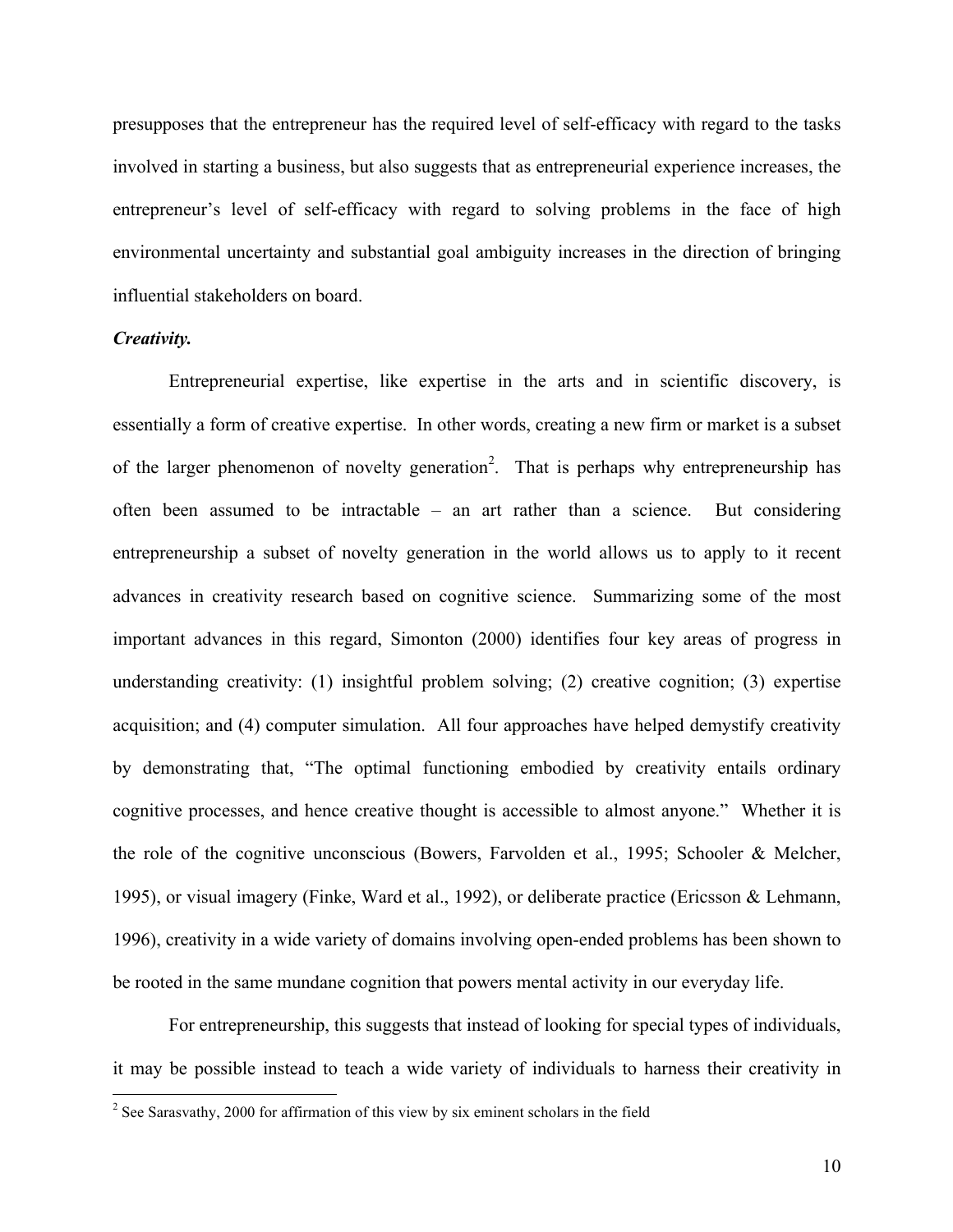presupposes that the entrepreneur has the required level of self-efficacy with regard to the tasks involved in starting a business, but also suggests that as entrepreneurial experience increases, the entrepreneur's level of self-efficacy with regard to solving problems in the face of high environmental uncertainty and substantial goal ambiguity increases in the direction of bringing influential stakeholders on board.

***Creativity.***

Entrepreneurial expertise, like expertise in the arts and in scientific discovery, is essentially a form of creative expertise. In other words, creating a new firm or market is a subset of the larger phenomenon of novelty generation[2]. That is perhaps why entrepreneurship has often been assumed to be intractable – an art rather than a science. But considering entrepreneurship a subset of novelty generation in the world allows us to apply to it recent advances in creativity research based on cognitive science. Summarizing some of the most important advances in this regard, Simonton (2000) identifies four key areas of progress in understanding creativity: (1) insightful problem solving; (2) creative cognition; (3) expertise acquisition; and (4) computer simulation. All four approaches have helped demystify creativity by demonstrating that, "The optimal functioning embodied by creativity entails ordinary cognitive processes, and hence creative thought is accessible to almost anyone." Whether it is the role of the cognitive unconscious (Bowers, Farvolden et al., 1995; Schooler & Melcher, 1995), or visual imagery (Finke, Ward et al., 1992), or deliberate practice (Ericsson & Lehmann, 1996), creativity in a wide variety of domains involving open-ended problems has been shown to be rooted in the same mundane cognition that powers mental activity in our everyday life.

For entrepreneurship, this suggests that instead of looking for special types of individuals, it may be possible instead to teach a wide variety of individuals to harness their creativity in

[2] See Sarasvathy, 2000 for affirmation of this view by six eminent scholars in the field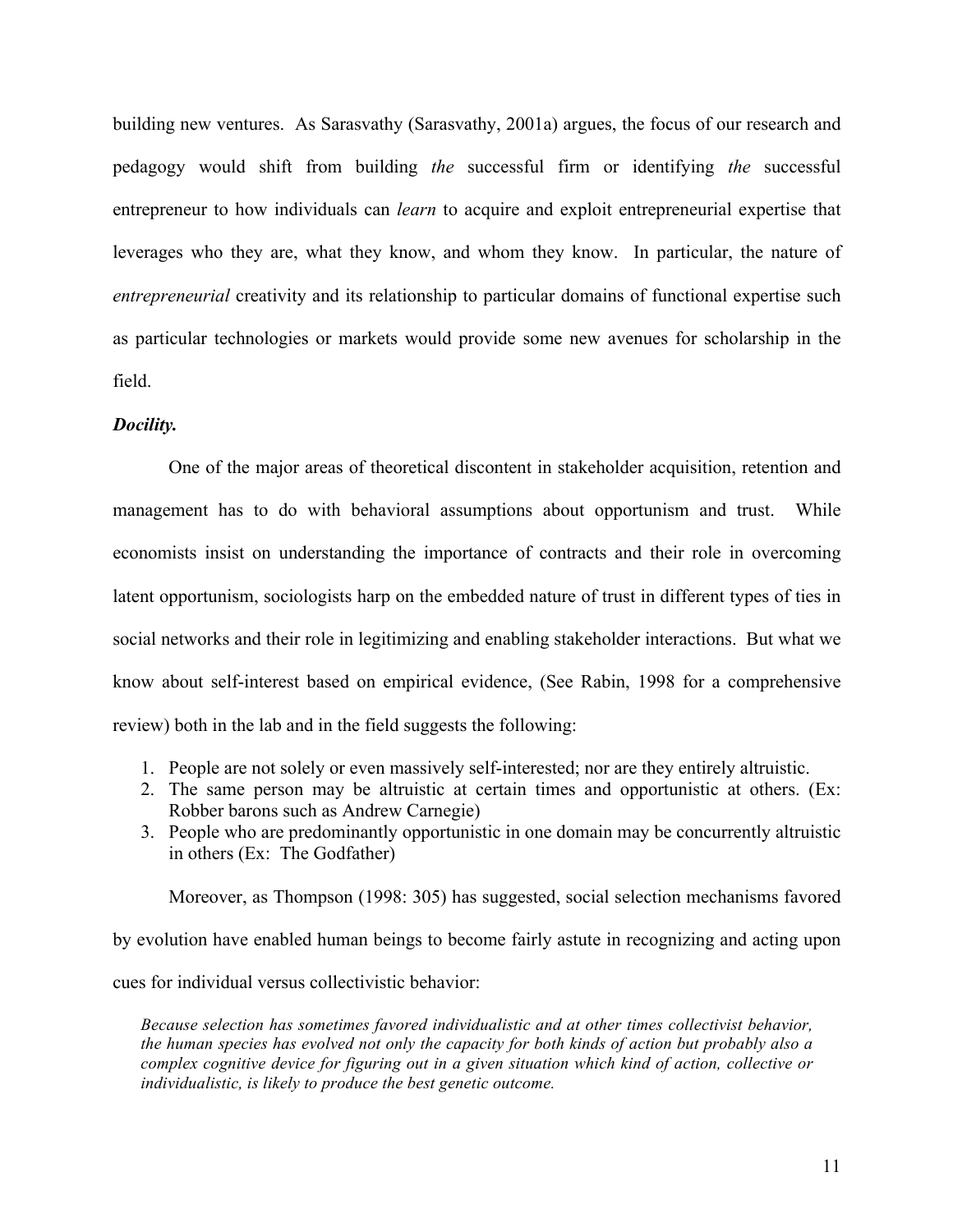building new ventures. As Sarasvathy (Sarasvathy, 2001a) argues, the focus of our research and pedagogy would shift from building *the* successful firm or identifying *the* successful entrepreneur to how individuals can *learn* to acquire and exploit entrepreneurial expertise that leverages who they are, what they know, and whom they know. In particular, the nature of *entrepreneurial* creativity and its relationship to particular domains of functional expertise such as particular technologies or markets would provide some new avenues for scholarship in the field.

***Docility.***

One of the major areas of theoretical discontent in stakeholder acquisition, retention and management has to do with behavioral assumptions about opportunism and trust. While economists insist on understanding the importance of contracts and their role in overcoming latent opportunism, sociologists harp on the embedded nature of trust in different types of ties in social networks and their role in legitimizing and enabling stakeholder interactions. But what we know about self-interest based on empirical evidence, (See Rabin, 1998 for a comprehensive review) both in the lab and in the field suggests the following:

1. People are not solely or even massively self-interested; nor are they entirely altruistic.
2. The same person may be altruistic at certain times and opportunistic at others. (Ex: Robber barons such as Andrew Carnegie)
3. People who are predominantly opportunistic in one domain may be concurrently altruistic in others (Ex: The Godfather)

Moreover, as Thompson (1998: 305) has suggested, social selection mechanisms favored by evolution have enabled human beings to become fairly astute in recognizing and acting upon cues for individual versus collectivistic behavior:

> *Because selection has sometimes favored individualistic and at other times collectivist behavior, the human species has evolved not only the capacity for both kinds of action but probably also a complex cognitive device for figuring out in a given situation which kind of action, collective or individualistic, is likely to produce the best genetic outcome.*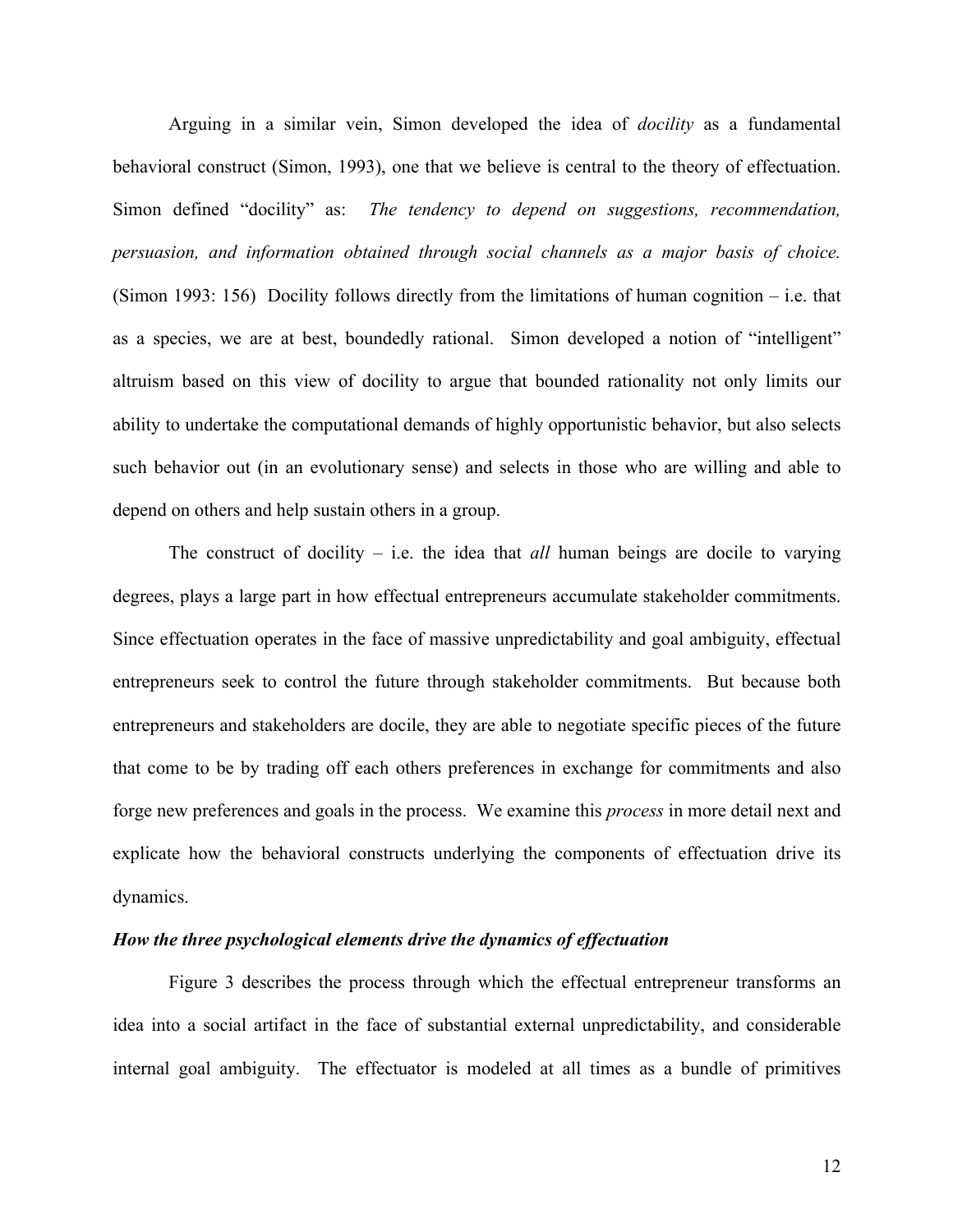Arguing in a similar vein, Simon developed the idea of *docility* as a fundamental behavioral construct (Simon, 1993), one that we believe is central to the theory of effectuation. Simon defined "docility" as: *The tendency to depend on suggestions, recommendation, persuasion, and information obtained through social channels as a major basis of choice.* (Simon 1993: 156) Docility follows directly from the limitations of human cognition – i.e. that as a species, we are at best, boundedly rational. Simon developed a notion of "intelligent" altruism based on this view of docility to argue that bounded rationality not only limits our ability to undertake the computational demands of highly opportunistic behavior, but also selects such behavior out (in an evolutionary sense) and selects in those who are willing and able to depend on others and help sustain others in a group.

The construct of docility – i.e. the idea that *all* human beings are docile to varying degrees, plays a large part in how effectual entrepreneurs accumulate stakeholder commitments. Since effectuation operates in the face of massive unpredictability and goal ambiguity, effectual entrepreneurs seek to control the future through stakeholder commitments. But because both entrepreneurs and stakeholders are docile, they are able to negotiate specific pieces of the future that come to be by trading off each others preferences in exchange for commitments and also forge new preferences and goals in the process. We examine this *process* in more detail next and explicate how the behavioral constructs underlying the components of effectuation drive its dynamics.

***How the three psychological elements drive the dynamics of effectuation***

Figure 3 describes the process through which the effectual entrepreneur transforms an idea into a social artifact in the face of substantial external unpredictability, and considerable internal goal ambiguity. The effectuator is modeled at all times as a bundle of primitives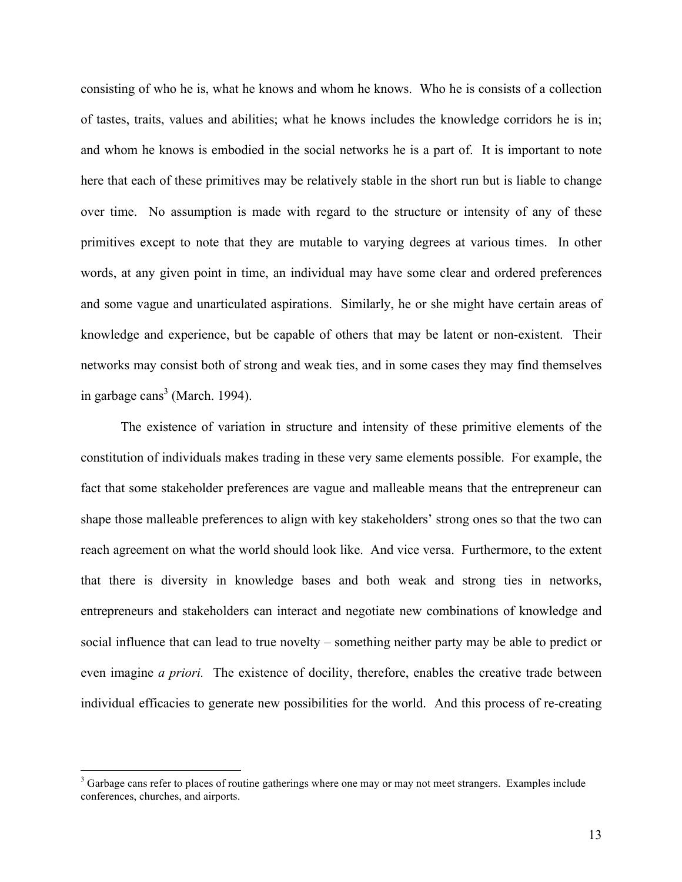consisting of who he is, what he knows and whom he knows. Who he is consists of a collection of tastes, traits, values and abilities; what he knows includes the knowledge corridors he is in; and whom he knows is embodied in the social networks he is a part of. It is important to note here that each of these primitives may be relatively stable in the short run but is liable to change over time. No assumption is made with regard to the structure or intensity of any of these primitives except to note that they are mutable to varying degrees at various times. In other words, at any given point in time, an individual may have some clear and ordered preferences and some vague and unarticulated aspirations. Similarly, he or she might have certain areas of knowledge and experience, but be capable of others that may be latent or non-existent. Their networks may consist both of strong and weak ties, and in some cases they may find themselves in garbage cans[3] (March. 1994).

The existence of variation in structure and intensity of these primitive elements of the constitution of individuals makes trading in these very same elements possible. For example, the fact that some stakeholder preferences are vague and malleable means that the entrepreneur can shape those malleable preferences to align with key stakeholders' strong ones so that the two can reach agreement on what the world should look like. And vice versa. Furthermore, to the extent that there is diversity in knowledge bases and both weak and strong ties in networks, entrepreneurs and stakeholders can interact and negotiate new combinations of knowledge and social influence that can lead to true novelty – something neither party may be able to predict or even imagine *a priori.* The existence of docility, therefore, enables the creative trade between individual efficacies to generate new possibilities for the world. And this process of re-creating

[3] Garbage cans refer to places of routine gatherings where one may or may not meet strangers. Examples include conferences, churches, and airports.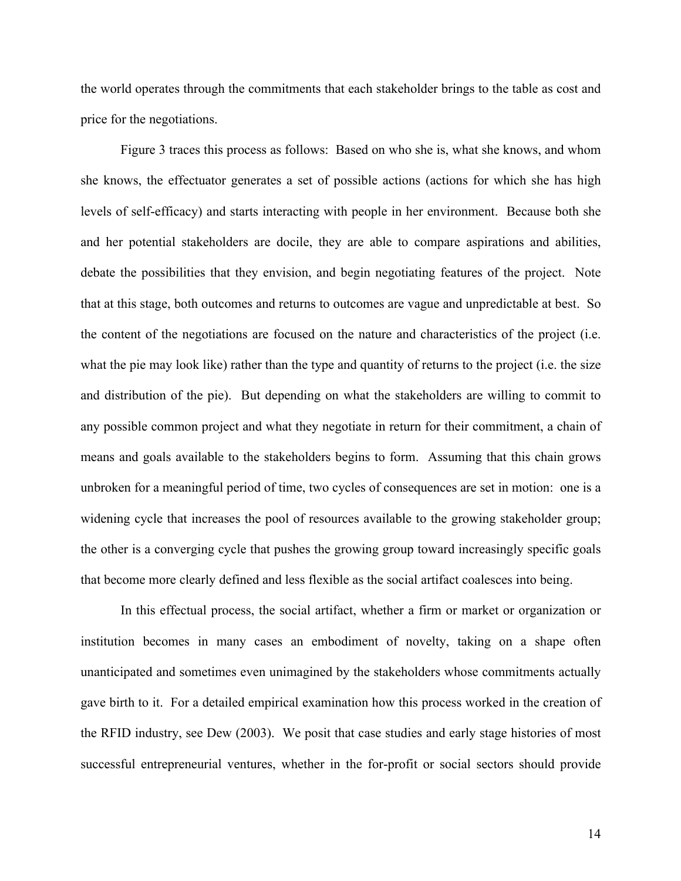the world operates through the commitments that each stakeholder brings to the table as cost and price for the negotiations.

Figure 3 traces this process as follows: Based on who she is, what she knows, and whom she knows, the effectuator generates a set of possible actions (actions for which she has high levels of self-efficacy) and starts interacting with people in her environment. Because both she and her potential stakeholders are docile, they are able to compare aspirations and abilities, debate the possibilities that they envision, and begin negotiating features of the project. Note that at this stage, both outcomes and returns to outcomes are vague and unpredictable at best. So the content of the negotiations are focused on the nature and characteristics of the project (i.e. what the pie may look like) rather than the type and quantity of returns to the project (i.e. the size and distribution of the pie). But depending on what the stakeholders are willing to commit to any possible common project and what they negotiate in return for their commitment, a chain of means and goals available to the stakeholders begins to form. Assuming that this chain grows unbroken for a meaningful period of time, two cycles of consequences are set in motion: one is a widening cycle that increases the pool of resources available to the growing stakeholder group; the other is a converging cycle that pushes the growing group toward increasingly specific goals that become more clearly defined and less flexible as the social artifact coalesces into being.

In this effectual process, the social artifact, whether a firm or market or organization or institution becomes in many cases an embodiment of novelty, taking on a shape often unanticipated and sometimes even unimagined by the stakeholders whose commitments actually gave birth to it. For a detailed empirical examination how this process worked in the creation of the RFID industry, see Dew (2003). We posit that case studies and early stage histories of most successful entrepreneurial ventures, whether in the for-profit or social sectors should provide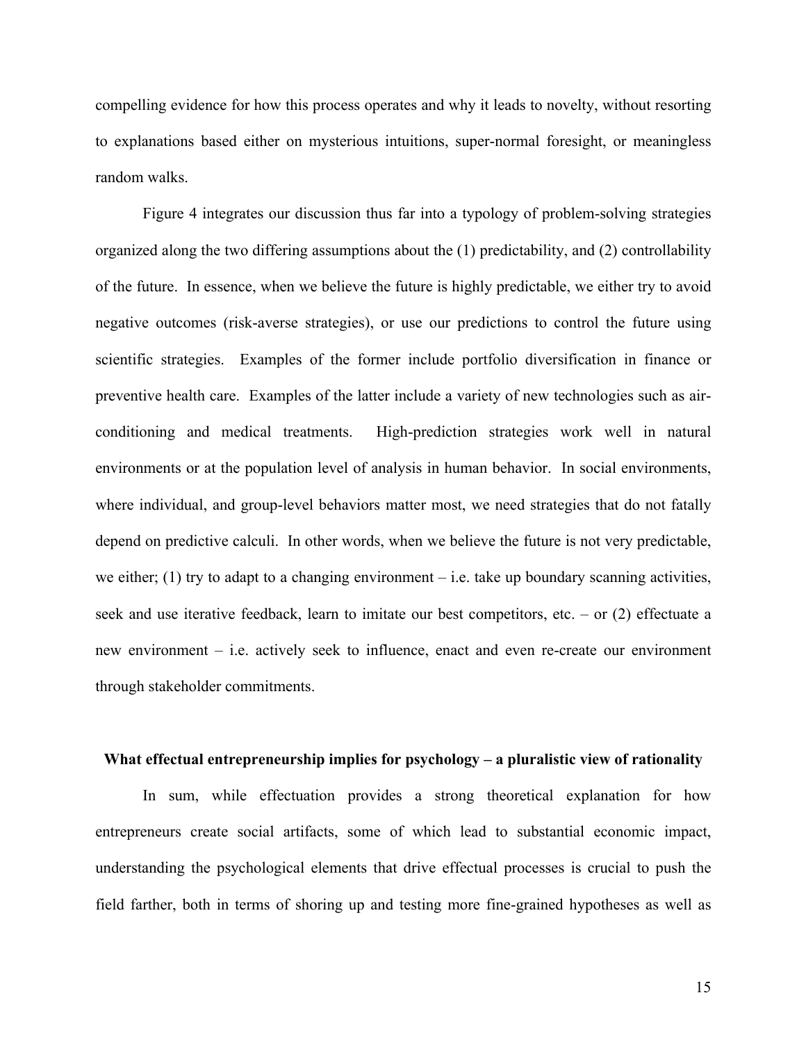compelling evidence for how this process operates and why it leads to novelty, without resorting to explanations based either on mysterious intuitions, super-normal foresight, or meaningless random walks.

Figure 4 integrates our discussion thus far into a typology of problem-solving strategies organized along the two differing assumptions about the (1) predictability, and (2) controllability of the future. In essence, when we believe the future is highly predictable, we either try to avoid negative outcomes (risk-averse strategies), or use our predictions to control the future using scientific strategies. Examples of the former include portfolio diversification in finance or preventive health care. Examples of the latter include a variety of new technologies such as air-conditioning and medical treatments. High-prediction strategies work well in natural environments or at the population level of analysis in human behavior. In social environments, where individual, and group-level behaviors matter most, we need strategies that do not fatally depend on predictive calculi. In other words, when we believe the future is not very predictable, we either; (1) try to adapt to a changing environment – i.e. take up boundary scanning activities, seek and use iterative feedback, learn to imitate our best competitors, etc. – or (2) effectuate a new environment – i.e. actively seek to influence, enact and even re-create our environment through stakeholder commitments.

## What effectual entrepreneurship implies for psychology – a pluralistic view of rationality

In sum, while effectuation provides a strong theoretical explanation for how entrepreneurs create social artifacts, some of which lead to substantial economic impact, understanding the psychological elements that drive effectual processes is crucial to push the field farther, both in terms of shoring up and testing more fine-grained hypotheses as well as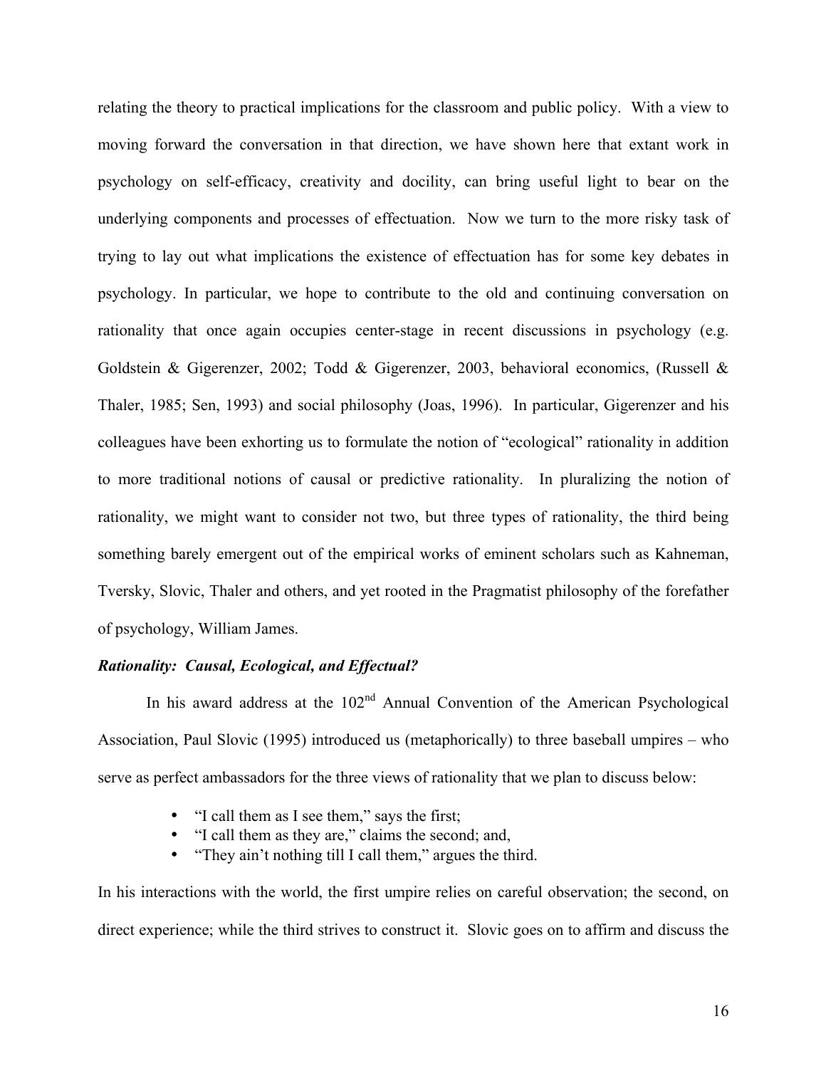relating the theory to practical implications for the classroom and public policy. With a view to moving forward the conversation in that direction, we have shown here that extant work in psychology on self-efficacy, creativity and docility, can bring useful light to bear on the underlying components and processes of effectuation. Now we turn to the more risky task of trying to lay out what implications the existence of effectuation has for some key debates in psychology. In particular, we hope to contribute to the old and continuing conversation on rationality that once again occupies center-stage in recent discussions in psychology (e.g. Goldstein & Gigerenzer, 2002; Todd & Gigerenzer, 2003, behavioral economics, (Russell & Thaler, 1985; Sen, 1993) and social philosophy (Joas, 1996). In particular, Gigerenzer and his colleagues have been exhorting us to formulate the notion of "ecological" rationality in addition to more traditional notions of causal or predictive rationality. In pluralizing the notion of rationality, we might want to consider not two, but three types of rationality, the third being something barely emergent out of the empirical works of eminent scholars such as Kahneman, Tversky, Slovic, Thaler and others, and yet rooted in the Pragmatist philosophy of the forefather of psychology, William James.

***Rationality: Causal, Ecological, and Effectual?***

In his award address at the 102nd Annual Convention of the American Psychological Association, Paul Slovic (1995) introduced us (metaphorically) to three baseball umpires – who serve as perfect ambassadors for the three views of rationality that we plan to discuss below:

- "I call them as I see them," says the first;
- "I call them as they are," claims the second; and,
- "They ain't nothing till I call them," argues the third.

In his interactions with the world, the first umpire relies on careful observation; the second, on direct experience; while the third strives to construct it. Slovic goes on to affirm and discuss the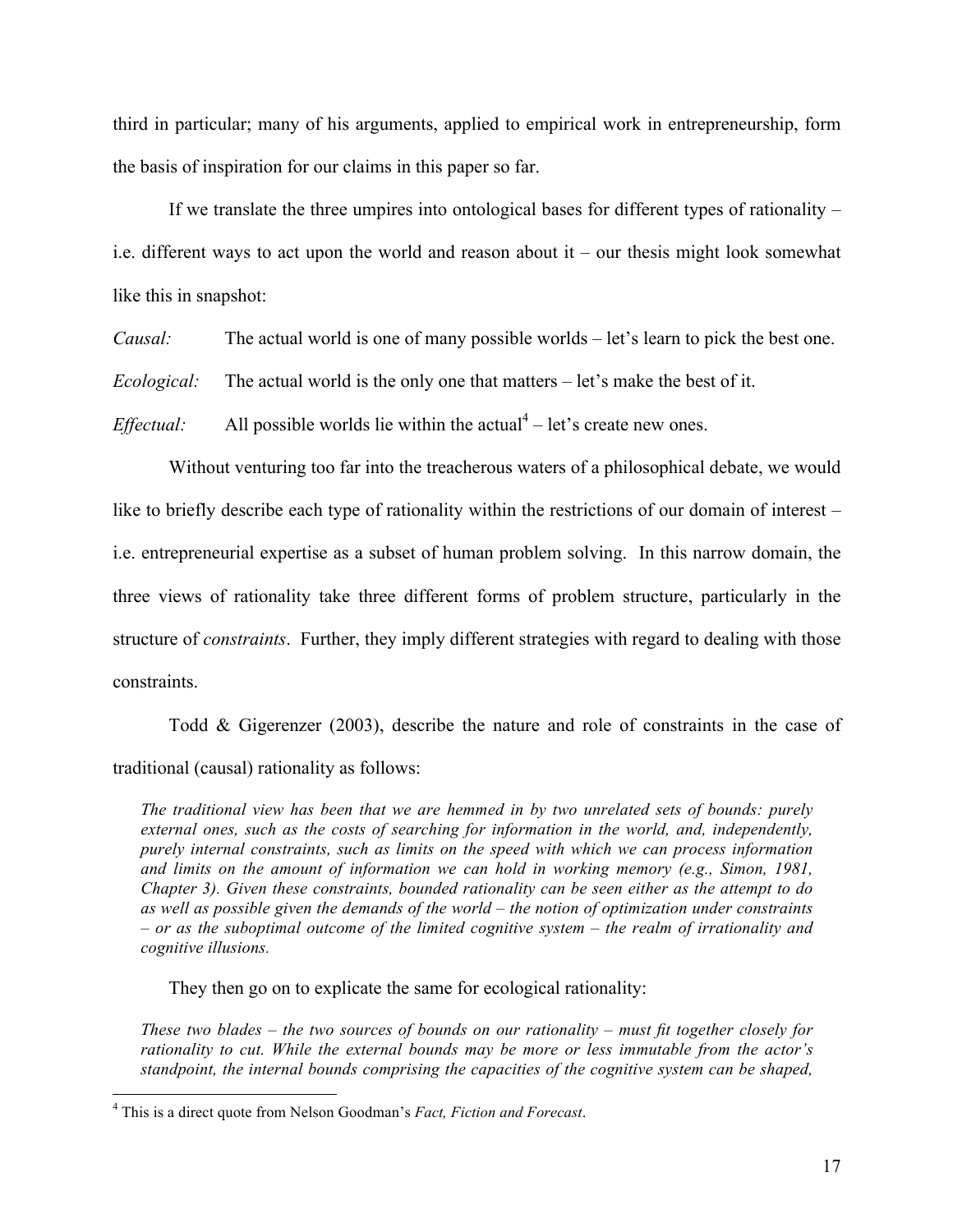third in particular; many of his arguments, applied to empirical work in entrepreneurship, form the basis of inspiration for our claims in this paper so far.

If we translate the three umpires into ontological bases for different types of rationality – i.e. different ways to act upon the world and reason about it – our thesis might look somewhat like this in snapshot:

*Causal:* The actual world is one of many possible worlds – let's learn to pick the best one.

*Ecological:* The actual world is the only one that matters – let's make the best of it.

*Effectual:* All possible worlds lie within the actual[4] – let's create new ones.

Without venturing too far into the treacherous waters of a philosophical debate, we would like to briefly describe each type of rationality within the restrictions of our domain of interest – i.e. entrepreneurial expertise as a subset of human problem solving. In this narrow domain, the three views of rationality take three different forms of problem structure, particularly in the structure of *constraints*. Further, they imply different strategies with regard to dealing with those constraints.

Todd & Gigerenzer (2003), describe the nature and role of constraints in the case of traditional (causal) rationality as follows:

> *The traditional view has been that we are hemmed in by two unrelated sets of bounds: purely external ones, such as the costs of searching for information in the world, and, independently, purely internal constraints, such as limits on the speed with which we can process information and limits on the amount of information we can hold in working memory (e.g., Simon, 1981, Chapter 3). Given these constraints, bounded rationality can be seen either as the attempt to do as well as possible given the demands of the world – the notion of optimization under constraints – or as the suboptimal outcome of the limited cognitive system – the realm of irrationality and cognitive illusions.*

They then go on to explicate the same for ecological rationality:

> *These two blades – the two sources of bounds on our rationality – must fit together closely for rationality to cut. While the external bounds may be more or less immutable from the actor's standpoint, the internal bounds comprising the capacities of the cognitive system can be shaped,*

[4] This is a direct quote from Nelson Goodman's *Fact, Fiction and Forecast*.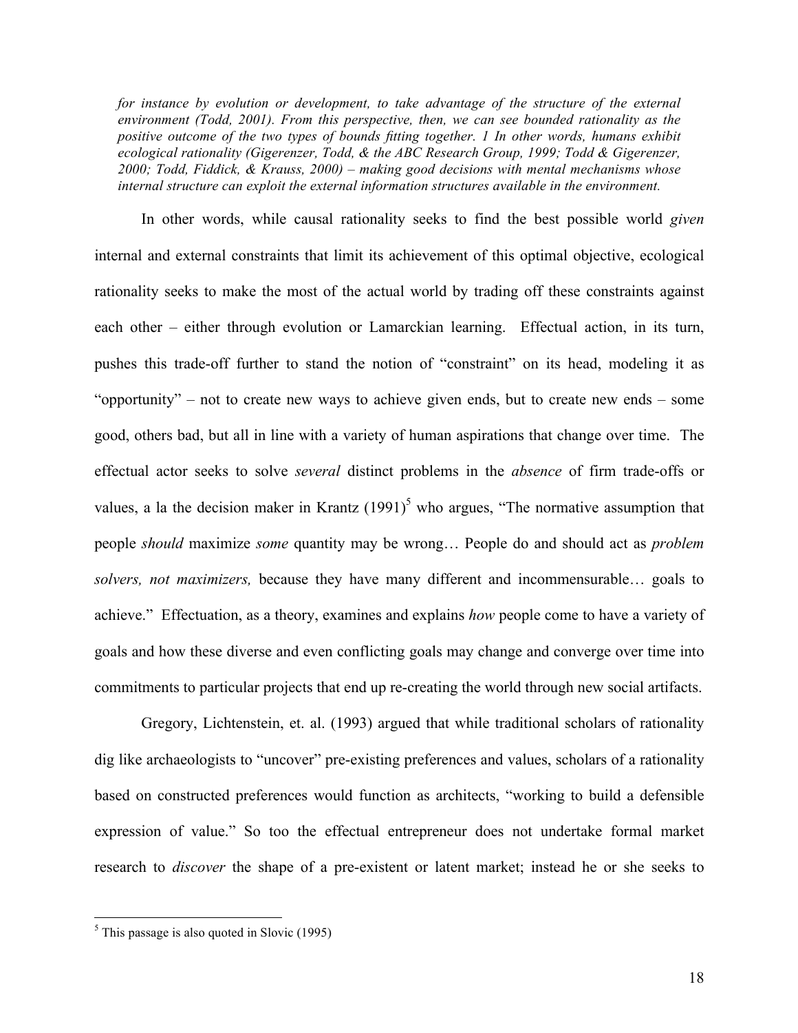*for instance by evolution or development, to take advantage of the structure of the external environment (Todd, 2001). From this perspective, then, we can see bounded rationality as the positive outcome of the two types of bounds fitting together. 1 In other words, humans exhibit ecological rationality (Gigerenzer, Todd, & the ABC Research Group, 1999; Todd & Gigerenzer, 2000; Todd, Fiddick, & Krauss, 2000) – making good decisions with mental mechanisms whose internal structure can exploit the external information structures available in the environment.*

In other words, while causal rationality seeks to find the best possible world *given* internal and external constraints that limit its achievement of this optimal objective, ecological rationality seeks to make the most of the actual world by trading off these constraints against each other – either through evolution or Lamarckian learning. Effectual action, in its turn, pushes this trade-off further to stand the notion of "constraint" on its head, modeling it as "opportunity" – not to create new ways to achieve given ends, but to create new ends – some good, others bad, but all in line with a variety of human aspirations that change over time. The effectual actor seeks to solve *several* distinct problems in the *absence* of firm trade-offs or values, a la the decision maker in Krantz (1991)[5] who argues, "The normative assumption that people *should* maximize *some* quantity may be wrong… People do and should act as *problem solvers, not maximizers,* because they have many different and incommensurable… goals to achieve." Effectuation, as a theory, examines and explains *how* people come to have a variety of goals and how these diverse and even conflicting goals may change and converge over time into commitments to particular projects that end up re-creating the world through new social artifacts.

Gregory, Lichtenstein, et. al. (1993) argued that while traditional scholars of rationality dig like archaeologists to "uncover" pre-existing preferences and values, scholars of a rationality based on constructed preferences would function as architects, "working to build a defensible expression of value." So too the effectual entrepreneur does not undertake formal market research to *discover* the shape of a pre-existent or latent market; instead he or she seeks to

[5] This passage is also quoted in Slovic (1995)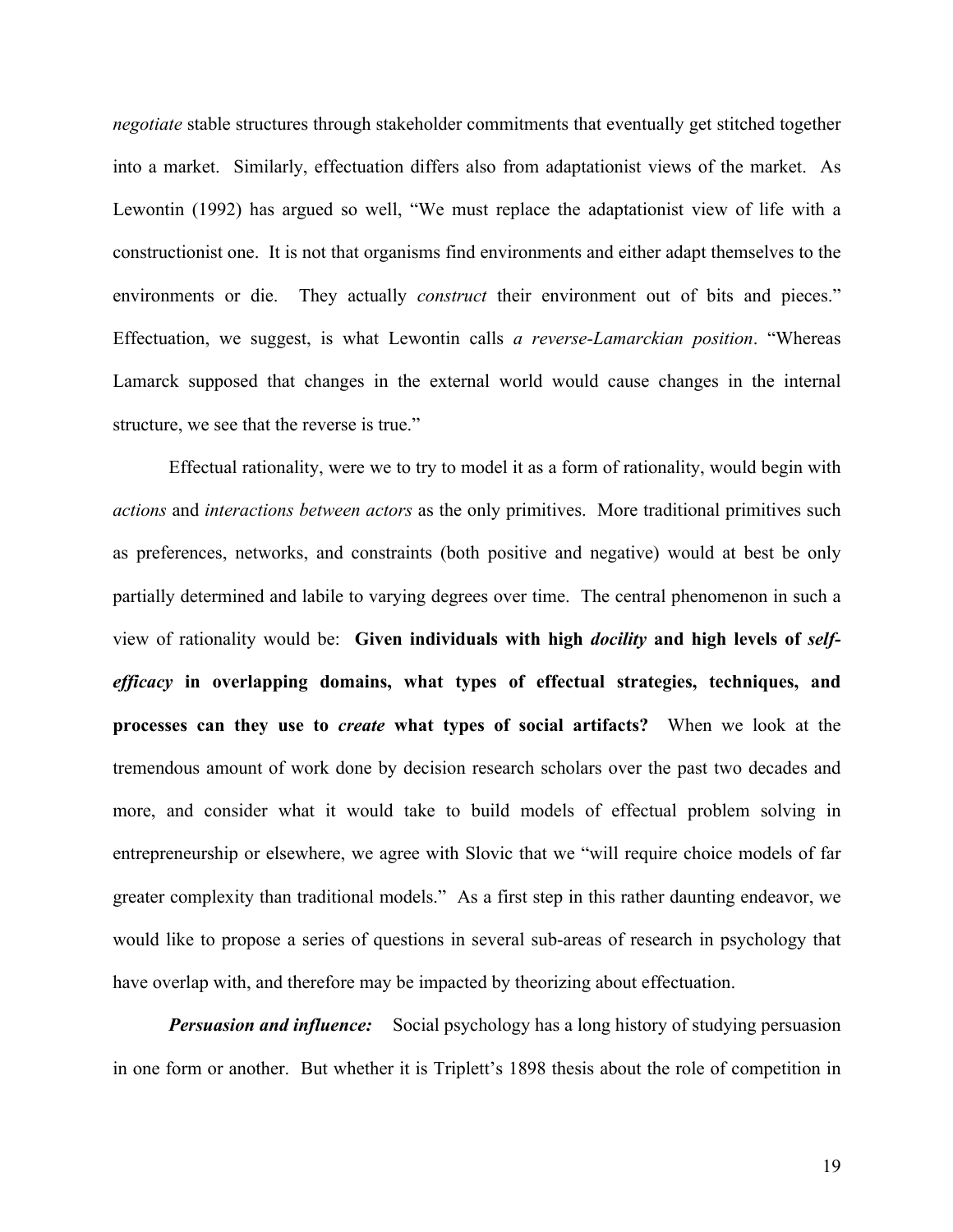*negotiate* stable structures through stakeholder commitments that eventually get stitched together into a market. Similarly, effectuation differs also from adaptationist views of the market. As Lewontin (1992) has argued so well, "We must replace the adaptationist view of life with a constructionist one. It is not that organisms find environments and either adapt themselves to the environments or die. They actually *construct* their environment out of bits and pieces." Effectuation, we suggest, is what Lewontin calls *a reverse-Lamarckian position*. "Whereas Lamarck supposed that changes in the external world would cause changes in the internal structure, we see that the reverse is true."

Effectual rationality, were we to try to model it as a form of rationality, would begin with *actions* and *interactions between actors* as the only primitives. More traditional primitives such as preferences, networks, and constraints (both positive and negative) would at best be only partially determined and labile to varying degrees over time. The central phenomenon in such a view of rationality would be: **Given individuals with high *docility* and high levels of *self-efficacy* in overlapping domains, what types of effectual strategies, techniques, and processes can they use to *create* what types of social artifacts?** When we look at the tremendous amount of work done by decision research scholars over the past two decades and more, and consider what it would take to build models of effectual problem solving in entrepreneurship or elsewhere, we agree with Slovic that we "will require choice models of far greater complexity than traditional models." As a first step in this rather daunting endeavor, we would like to propose a series of questions in several sub-areas of research in psychology that have overlap with, and therefore may be impacted by theorizing about effectuation.

***Persuasion and influence:*** Social psychology has a long history of studying persuasion in one form or another. But whether it is Triplett's 1898 thesis about the role of competition in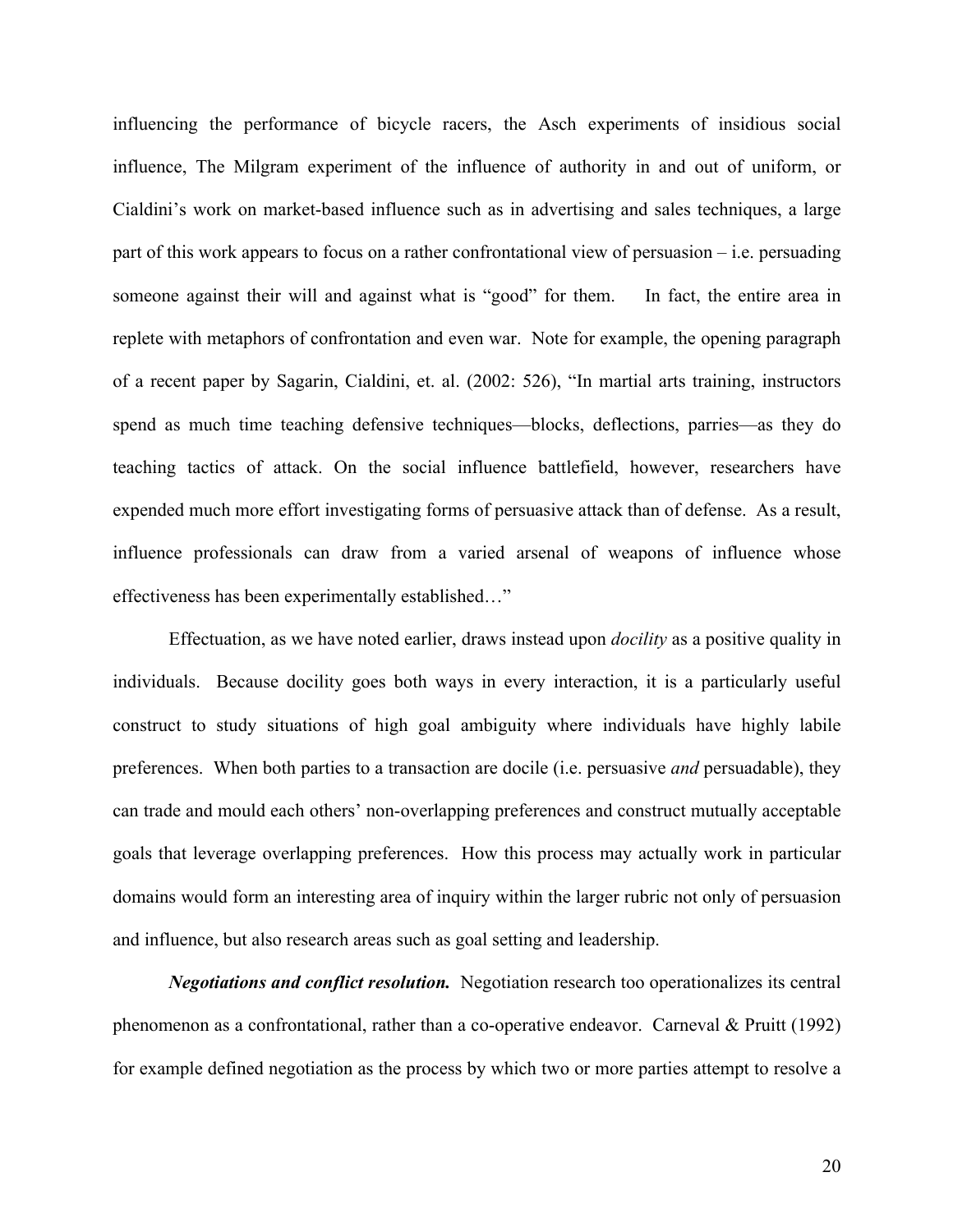influencing the performance of bicycle racers, the Asch experiments of insidious social influence, The Milgram experiment of the influence of authority in and out of uniform, or Cialdini's work on market-based influence such as in advertising and sales techniques, a large part of this work appears to focus on a rather confrontational view of persuasion – i.e. persuading someone against their will and against what is "good" for them. In fact, the entire area in replete with metaphors of confrontation and even war. Note for example, the opening paragraph of a recent paper by Sagarin, Cialdini, et. al. (2002: 526), "In martial arts training, instructors spend as much time teaching defensive techniques—blocks, deflections, parries—as they do teaching tactics of attack. On the social influence battlefield, however, researchers have expended much more effort investigating forms of persuasive attack than of defense. As a result, influence professionals can draw from a varied arsenal of weapons of influence whose effectiveness has been experimentally established…"

Effectuation, as we have noted earlier, draws instead upon *docility* as a positive quality in individuals. Because docility goes both ways in every interaction, it is a particularly useful construct to study situations of high goal ambiguity where individuals have highly labile preferences. When both parties to a transaction are docile (i.e. persuasive *and* persuadable), they can trade and mould each others' non-overlapping preferences and construct mutually acceptable goals that leverage overlapping preferences. How this process may actually work in particular domains would form an interesting area of inquiry within the larger rubric not only of persuasion and influence, but also research areas such as goal setting and leadership.

***Negotiations and conflict resolution.*** Negotiation research too operationalizes its central phenomenon as a confrontational, rather than a co-operative endeavor. Carneval & Pruitt (1992) for example defined negotiation as the process by which two or more parties attempt to resolve a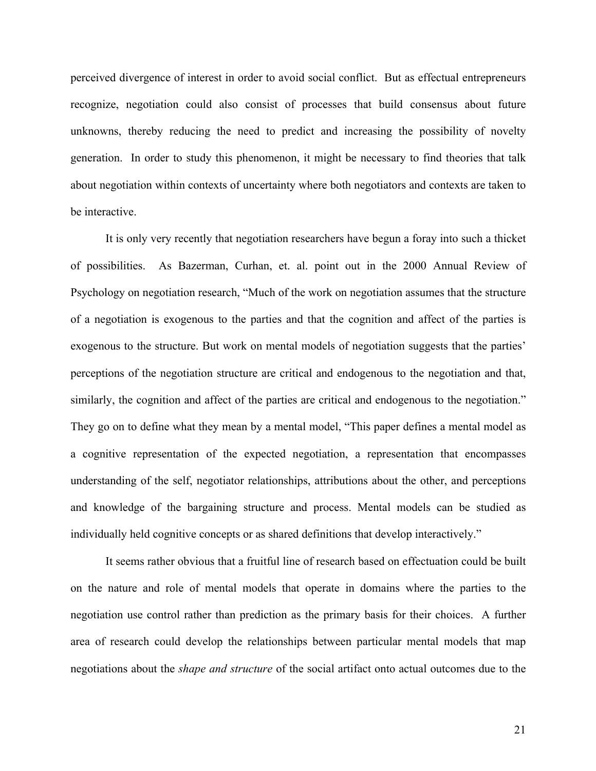perceived divergence of interest in order to avoid social conflict. But as effectual entrepreneurs recognize, negotiation could also consist of processes that build consensus about future unknowns, thereby reducing the need to predict and increasing the possibility of novelty generation. In order to study this phenomenon, it might be necessary to find theories that talk about negotiation within contexts of uncertainty where both negotiators and contexts are taken to be interactive.

It is only very recently that negotiation researchers have begun a foray into such a thicket of possibilities. As Bazerman, Curhan, et. al. point out in the 2000 Annual Review of Psychology on negotiation research, "Much of the work on negotiation assumes that the structure of a negotiation is exogenous to the parties and that the cognition and affect of the parties is exogenous to the structure. But work on mental models of negotiation suggests that the parties' perceptions of the negotiation structure are critical and endogenous to the negotiation and that, similarly, the cognition and affect of the parties are critical and endogenous to the negotiation." They go on to define what they mean by a mental model, "This paper defines a mental model as a cognitive representation of the expected negotiation, a representation that encompasses understanding of the self, negotiator relationships, attributions about the other, and perceptions and knowledge of the bargaining structure and process. Mental models can be studied as individually held cognitive concepts or as shared definitions that develop interactively."

It seems rather obvious that a fruitful line of research based on effectuation could be built on the nature and role of mental models that operate in domains where the parties to the negotiation use control rather than prediction as the primary basis for their choices. A further area of research could develop the relationships between particular mental models that map negotiations about the *shape and structure* of the social artifact onto actual outcomes due to the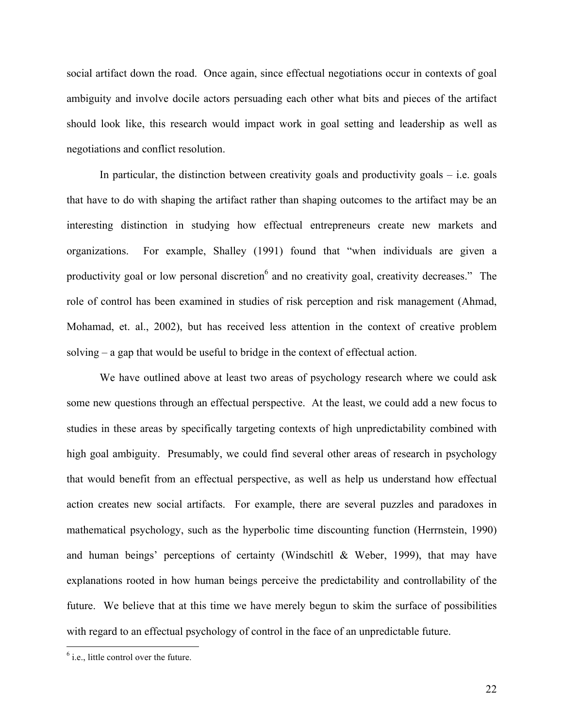social artifact down the road. Once again, since effectual negotiations occur in contexts of goal ambiguity and involve docile actors persuading each other what bits and pieces of the artifact should look like, this research would impact work in goal setting and leadership as well as negotiations and conflict resolution.

In particular, the distinction between creativity goals and productivity goals – i.e. goals that have to do with shaping the artifact rather than shaping outcomes to the artifact may be an interesting distinction in studying how effectual entrepreneurs create new markets and organizations. For example, Shalley (1991) found that "when individuals are given a productivity goal or low personal discretion[6] and no creativity goal, creativity decreases." The role of control has been examined in studies of risk perception and risk management (Ahmad, Mohamad, et. al., 2002), but has received less attention in the context of creative problem solving – a gap that would be useful to bridge in the context of effectual action.

We have outlined above at least two areas of psychology research where we could ask some new questions through an effectual perspective. At the least, we could add a new focus to studies in these areas by specifically targeting contexts of high unpredictability combined with high goal ambiguity. Presumably, we could find several other areas of research in psychology that would benefit from an effectual perspective, as well as help us understand how effectual action creates new social artifacts. For example, there are several puzzles and paradoxes in mathematical psychology, such as the hyperbolic time discounting function (Herrnstein, 1990) and human beings' perceptions of certainty (Windschitl & Weber, 1999), that may have explanations rooted in how human beings perceive the predictability and controllability of the future. We believe that at this time we have merely begun to skim the surface of possibilities with regard to an effectual psychology of control in the face of an unpredictable future.

---

[6] i.e., little control over the future.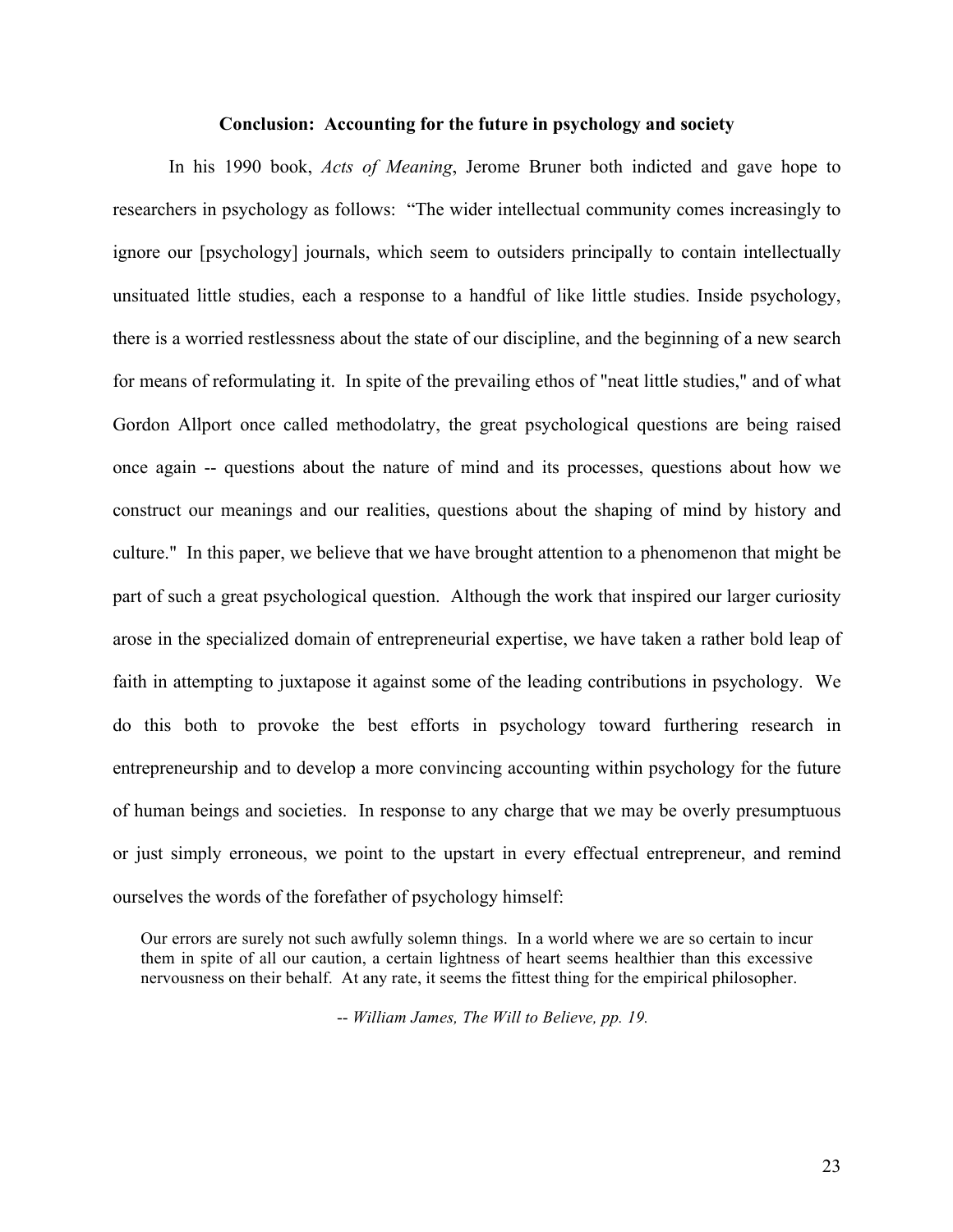## Conclusion: Accounting for the future in psychology and society

In his 1990 book, *Acts of Meaning*, Jerome Bruner both indicted and gave hope to researchers in psychology as follows: "The wider intellectual community comes increasingly to ignore our [psychology] journals, which seem to outsiders principally to contain intellectually unsituated little studies, each a response to a handful of like little studies. Inside psychology, there is a worried restlessness about the state of our discipline, and the beginning of a new search for means of reformulating it. In spite of the prevailing ethos of "neat little studies," and of what Gordon Allport once called methodolatry, the great psychological questions are being raised once again -- questions about the nature of mind and its processes, questions about how we construct our meanings and our realities, questions about the shaping of mind by history and culture." In this paper, we believe that we have brought attention to a phenomenon that might be part of such a great psychological question. Although the work that inspired our larger curiosity arose in the specialized domain of entrepreneurial expertise, we have taken a rather bold leap of faith in attempting to juxtapose it against some of the leading contributions in psychology. We do this both to provoke the best efforts in psychology toward furthering research in entrepreneurship and to develop a more convincing accounting within psychology for the future of human beings and societies. In response to any charge that we may be overly presumptuous or just simply erroneous, we point to the upstart in every effectual entrepreneur, and remind ourselves the words of the forefather of psychology himself:

> Our errors are surely not such awfully solemn things. In a world where we are so certain to incur them in spite of all our caution, a certain lightness of heart seems healthier than this excessive nervousness on their behalf. At any rate, it seems the fittest thing for the empirical philosopher.
>
> -- *William James, The Will to Believe, pp. 19.*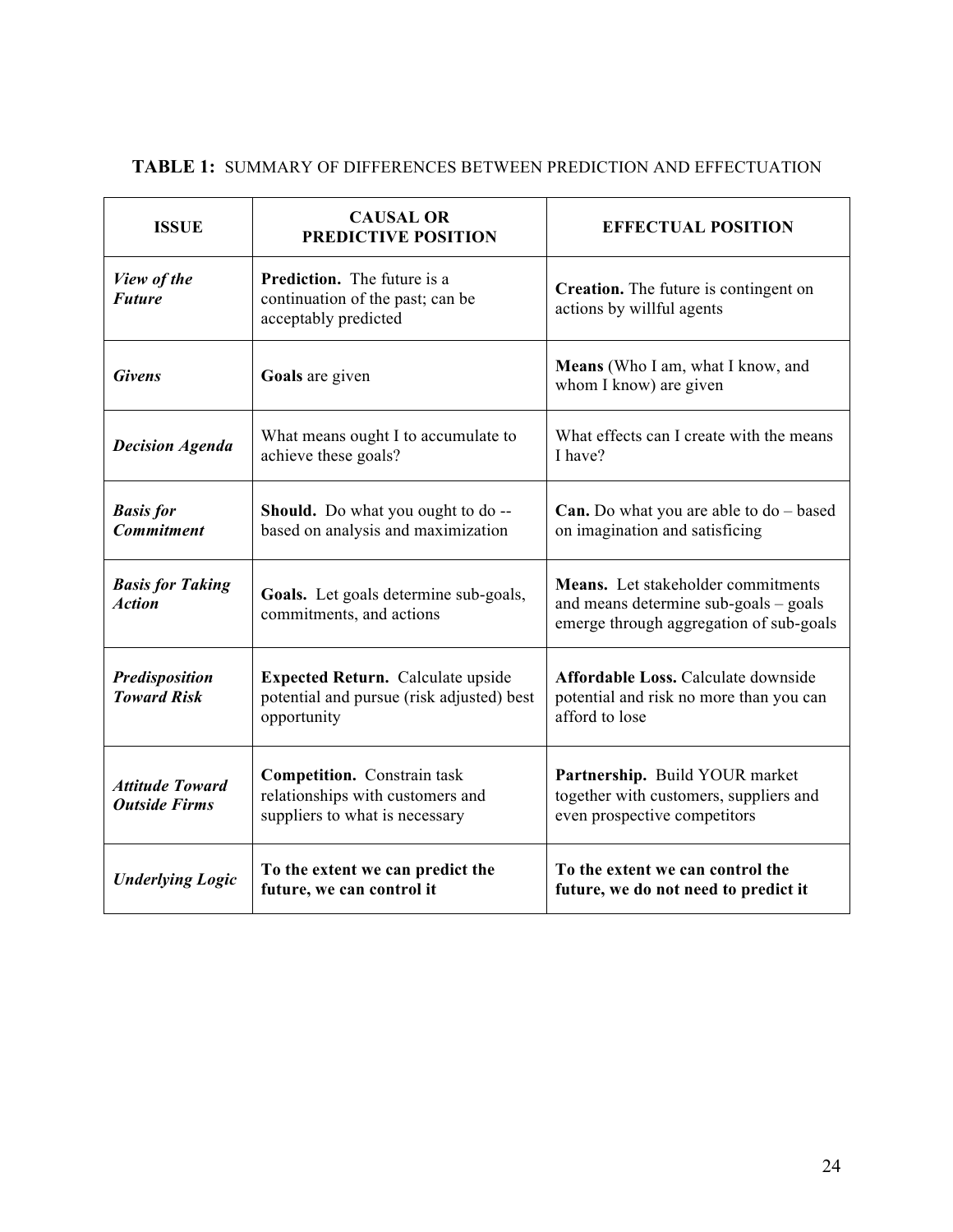**TABLE 1:** SUMMARY OF DIFFERENCES BETWEEN PREDICTION AND EFFECTUATION

| ISSUE | CAUSAL OR PREDICTIVE POSITION | EFFECTUAL POSITION |
|---|---|---|
| ***View of the Future*** | **Prediction.** The future is a continuation of the past; can be acceptably predicted | **Creation.** The future is contingent on actions by willful agents |
| ***Givens*** | **Goals** are given | **Means** (Who I am, what I know, and whom I know) are given |
| ***Decision Agenda*** | What means ought I to accumulate to achieve these goals? | What effects can I create with the means I have? |
| ***Basis for Commitment*** | **Should.** Do what you ought to do -- based on analysis and maximization | **Can.** Do what you are able to do – based on imagination and satisficing |
| ***Basis for Taking Action*** | **Goals.** Let goals determine sub-goals, commitments, and actions | **Means.** Let stakeholder commitments and means determine sub-goals – goals emerge through aggregation of sub-goals |
| ***Predisposition Toward Risk*** | **Expected Return.** Calculate upside potential and pursue (risk adjusted) best opportunity | **Affordable Loss.** Calculate downside potential and risk no more than you can afford to lose |
| ***Attitude Toward Outside Firms*** | **Competition.** Constrain task relationships with customers and suppliers to what is necessary | **Partnership.** Build YOUR market together with customers, suppliers and even prospective competitors |
| ***Underlying Logic*** | **To the extent we can predict the future, we can control it** | **To the extent we can control the future, we do not need to predict it** |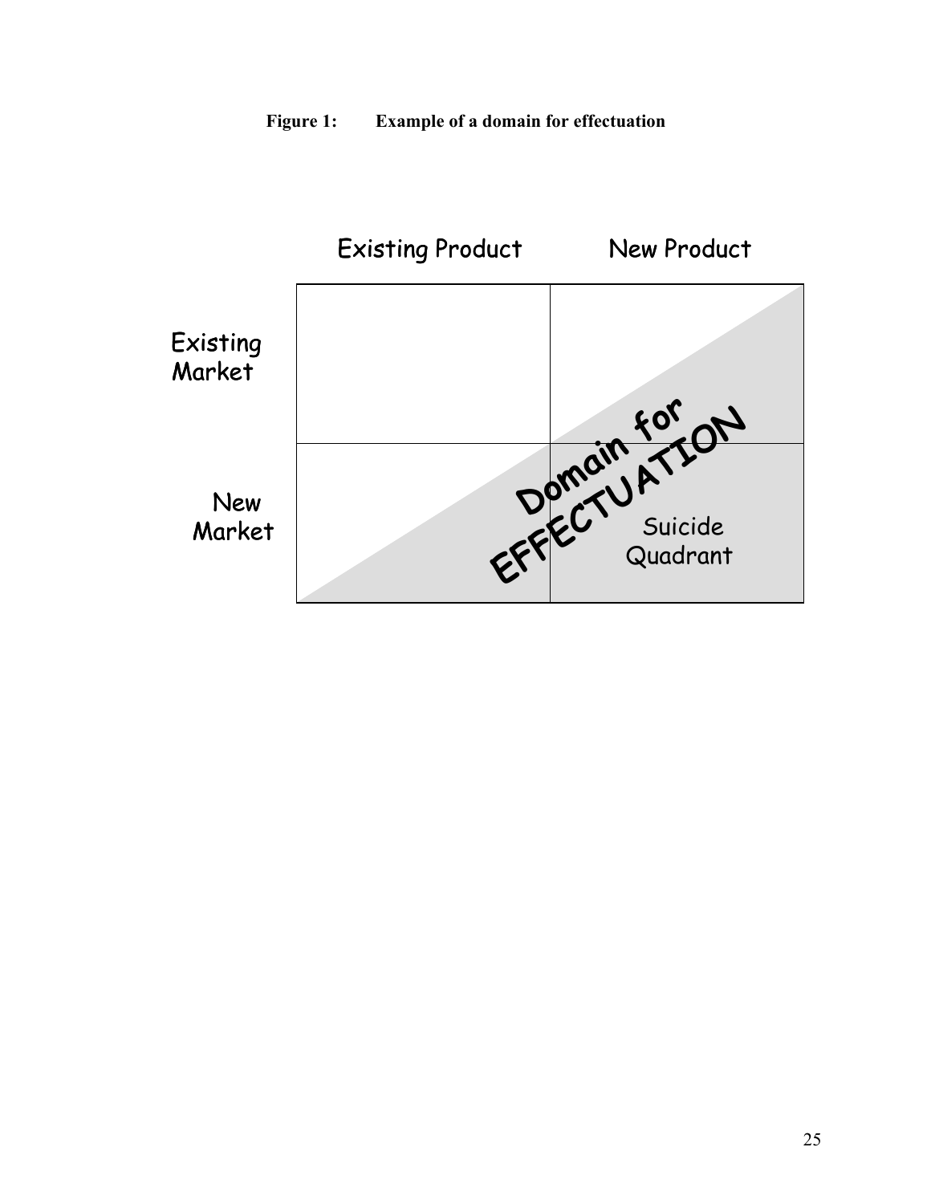**Figure 1: Example of a domain for effectuation**

|  | Existing Product | New Product |
|---|---|---|
| Existing Market |  |  |
| New Market |  | Suicide Quadrant |

Domain for EFFECTUATION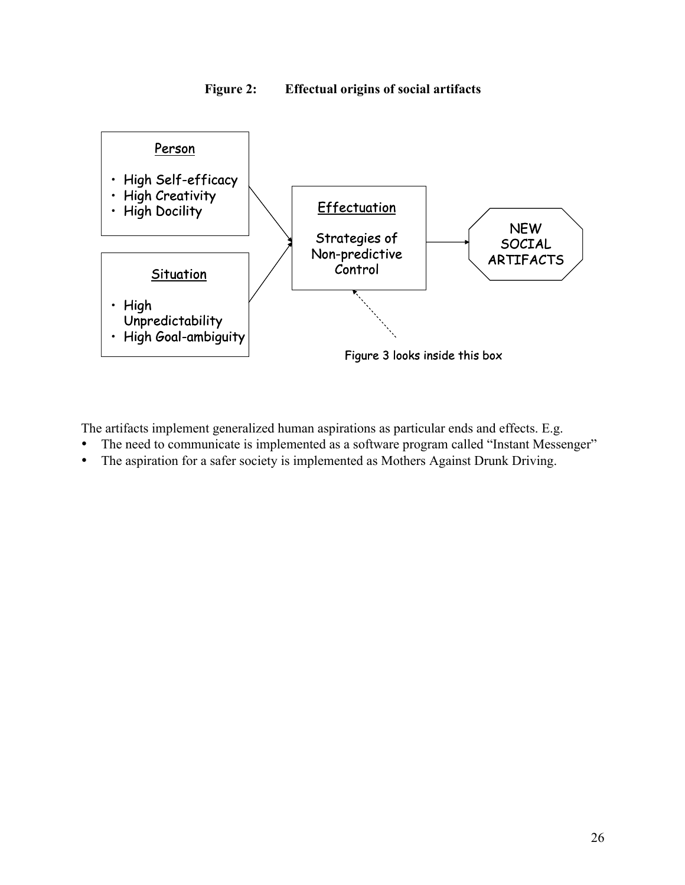**Figure 2: Effectual origins of social artifacts**

Person

- High Self-efficacy
- High Creativity
- High Docility

Situation

- High Unpredictability
- High Goal-ambiguity

Effectuation

Strategies of Non-predictive Control

NEW SOCIAL ARTIFACTS

Figure 3 looks inside this box

The artifacts implement generalized human aspirations as particular ends and effects. E.g.

- The need to communicate is implemented as a software program called "Instant Messenger"
- The aspiration for a safer society is implemented as Mothers Against Drunk Driving.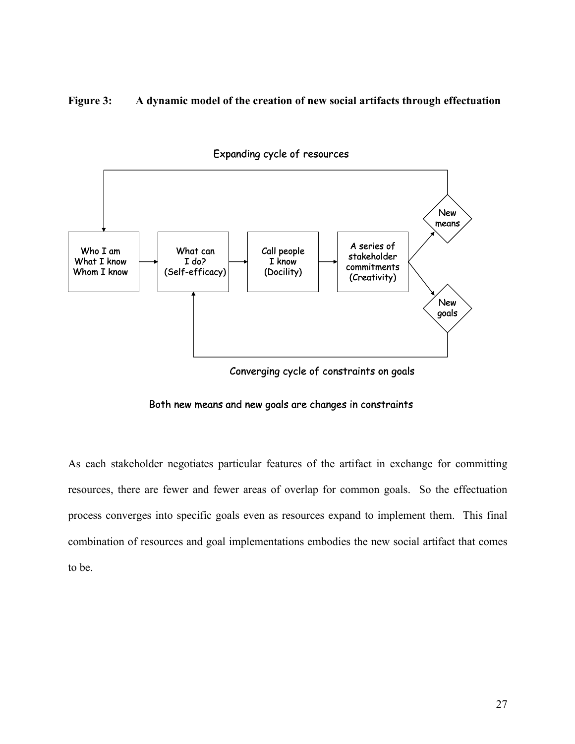**Figure 3: A dynamic model of the creation of new social artifacts through effectuation**

Expanding cycle of resources

Who I am
What I know
Whom I know

What can
I do?
(Self-efficacy)

Call people
I know
(Docility)

A series of
stakeholder
commitments
(Creativity)

New
means

New
goals

Converging cycle of constraints on goals

Both new means and new goals are changes in constraints

As each stakeholder negotiates particular features of the artifact in exchange for committing resources, there are fewer and fewer areas of overlap for common goals. So the effectuation process converges into specific goals even as resources expand to implement them. This final combination of resources and goal implementations embodies the new social artifact that comes to be.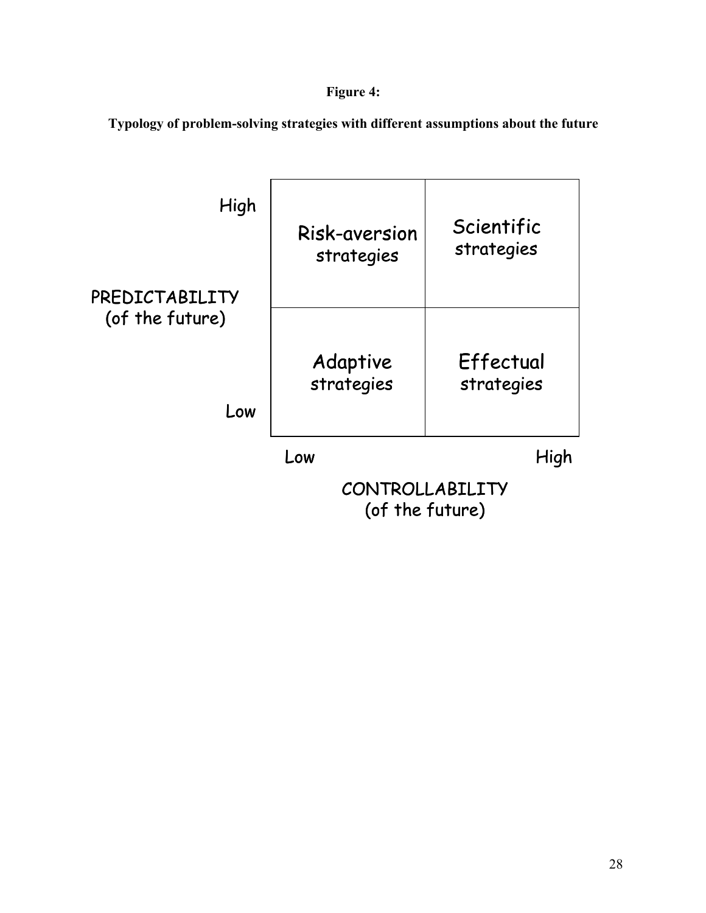**Figure 4:**

**Typology of problem-solving strategies with different assumptions about the future**

| PREDICTABILITY (of the future) | Low CONTROLLABILITY (of the future) | High CONTROLLABILITY (of the future) |
|---|---|---|
| High | Risk-aversion strategies | Scientific strategies |
| Low | Adaptive strategies | Effectual strategies |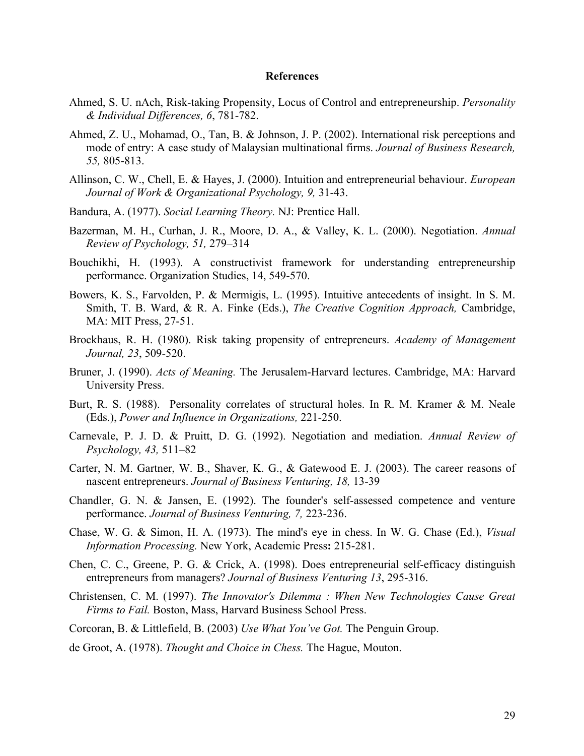# References

Ahmed, S. U. nAch, Risk-taking Propensity, Locus of Control and entrepreneurship. *Personality & Individual Differences, 6*, 781-782.

Ahmed, Z. U., Mohamad, O., Tan, B. & Johnson, J. P. (2002). International risk perceptions and mode of entry: A case study of Malaysian multinational firms. *Journal of Business Research, 55,* 805-813.

Allinson, C. W., Chell, E. & Hayes, J. (2000). Intuition and entrepreneurial behaviour. *European Journal of Work & Organizational Psychology, 9,* 31-43.

Bandura, A. (1977). *Social Learning Theory.* NJ: Prentice Hall.

Bazerman, M. H., Curhan, J. R., Moore, D. A., & Valley, K. L. (2000). Negotiation. *Annual Review of Psychology, 51,* 279–314

Bouchikhi, H. (1993). A constructivist framework for understanding entrepreneurship performance. Organization Studies, 14, 549-570.

Bowers, K. S., Farvolden, P. & Mermigis, L. (1995). Intuitive antecedents of insight. In S. M. Smith, T. B. Ward, & R. A. Finke (Eds.), *The Creative Cognition Approach,* Cambridge, MA: MIT Press, 27-51.

Brockhaus, R. H. (1980). Risk taking propensity of entrepreneurs. *Academy of Management Journal, 23*, 509-520.

Bruner, J. (1990). *Acts of Meaning.* The Jerusalem-Harvard lectures. Cambridge, MA: Harvard University Press.

Burt, R. S. (1988). Personality correlates of structural holes. In R. M. Kramer & M. Neale (Eds.), *Power and Influence in Organizations,* 221-250.

Carnevale, P. J. D. & Pruitt, D. G. (1992). Negotiation and mediation. *Annual Review of Psychology, 43,* 511–82

Carter, N. M. Gartner, W. B., Shaver, K. G., & Gatewood E. J. (2003). The career reasons of nascent entrepreneurs. *Journal of Business Venturing, 18,* 13-39

Chandler, G. N. & Jansen, E. (1992). The founder's self-assessed competence and venture performance. *Journal of Business Venturing, 7,* 223-236.

Chase, W. G. & Simon, H. A. (1973). The mind's eye in chess. In W. G. Chase (Ed.), *Visual Information Processing.* New York, Academic Press**:** 215-281.

Chen, C. C., Greene, P. G. & Crick, A. (1998). Does entrepreneurial self-efficacy distinguish entrepreneurs from managers? *Journal of Business Venturing 13*, 295-316.

Christensen, C. M. (1997). *The Innovator's Dilemma : When New Technologies Cause Great Firms to Fail.* Boston, Mass, Harvard Business School Press.

Corcoran, B. & Littlefield, B. (2003) *Use What You've Got.* The Penguin Group.

de Groot, A. (1978). *Thought and Choice in Chess.* The Hague, Mouton.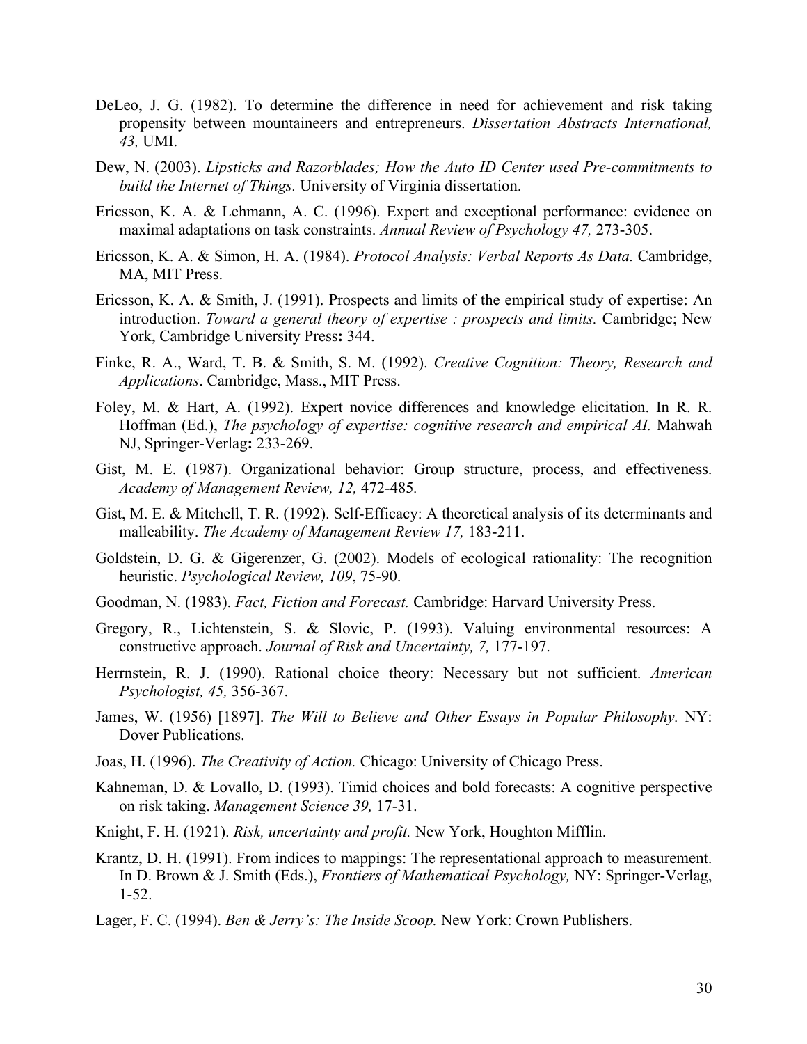DeLeo, J. G. (1982). To determine the difference in need for achievement and risk taking propensity between mountaineers and entrepreneurs. *Dissertation Abstracts International, 43,* UMI.

Dew, N. (2003). *Lipsticks and Razorblades; How the Auto ID Center used Pre-commitments to build the Internet of Things.* University of Virginia dissertation.

Ericsson, K. A. & Lehmann, A. C. (1996). Expert and exceptional performance: evidence on maximal adaptations on task constraints. *Annual Review of Psychology 47,* 273-305.

Ericsson, K. A. & Simon, H. A. (1984). *Protocol Analysis: Verbal Reports As Data.* Cambridge, MA, MIT Press.

Ericsson, K. A. & Smith, J. (1991). Prospects and limits of the empirical study of expertise: An introduction. *Toward a general theory of expertise : prospects and limits.* Cambridge; New York, Cambridge University Press**:** 344.

Finke, R. A., Ward, T. B. & Smith, S. M. (1992). *Creative Cognition: Theory, Research and Applications*. Cambridge, Mass., MIT Press.

Foley, M. & Hart, A. (1992). Expert novice differences and knowledge elicitation. In R. R. Hoffman (Ed.), *The psychology of expertise: cognitive research and empirical AI.* Mahwah NJ, Springer-Verlag**:** 233-269.

Gist, M. E. (1987). Organizational behavior: Group structure, process, and effectiveness. *Academy of Management Review, 12,* 472-485*.*

Gist, M. E. & Mitchell, T. R. (1992). Self-Efficacy: A theoretical analysis of its determinants and malleability. *The Academy of Management Review 17,* 183-211.

Goldstein, D. G. & Gigerenzer, G. (2002). Models of ecological rationality: The recognition heuristic. *Psychological Review, 109*, 75-90.

Goodman, N. (1983). *Fact, Fiction and Forecast.* Cambridge: Harvard University Press.

Gregory, R., Lichtenstein, S. & Slovic, P. (1993). Valuing environmental resources: A constructive approach. *Journal of Risk and Uncertainty, 7,* 177-197.

Herrnstein, R. J. (1990). Rational choice theory: Necessary but not sufficient. *American Psychologist, 45,* 356-367.

James, W. (1956) [1897]. *The Will to Believe and Other Essays in Popular Philosophy.* NY: Dover Publications.

Joas, H. (1996). *The Creativity of Action.* Chicago: University of Chicago Press.

Kahneman, D. & Lovallo, D. (1993). Timid choices and bold forecasts: A cognitive perspective on risk taking. *Management Science 39,* 17-31.

Knight, F. H. (1921). *Risk, uncertainty and profit.* New York, Houghton Mifflin.

Krantz, D. H. (1991). From indices to mappings: The representational approach to measurement. In D. Brown & J. Smith (Eds.), *Frontiers of Mathematical Psychology,* NY: Springer-Verlag, 1-52.

Lager, F. C. (1994). *Ben & Jerry's: The Inside Scoop.* New York: Crown Publishers.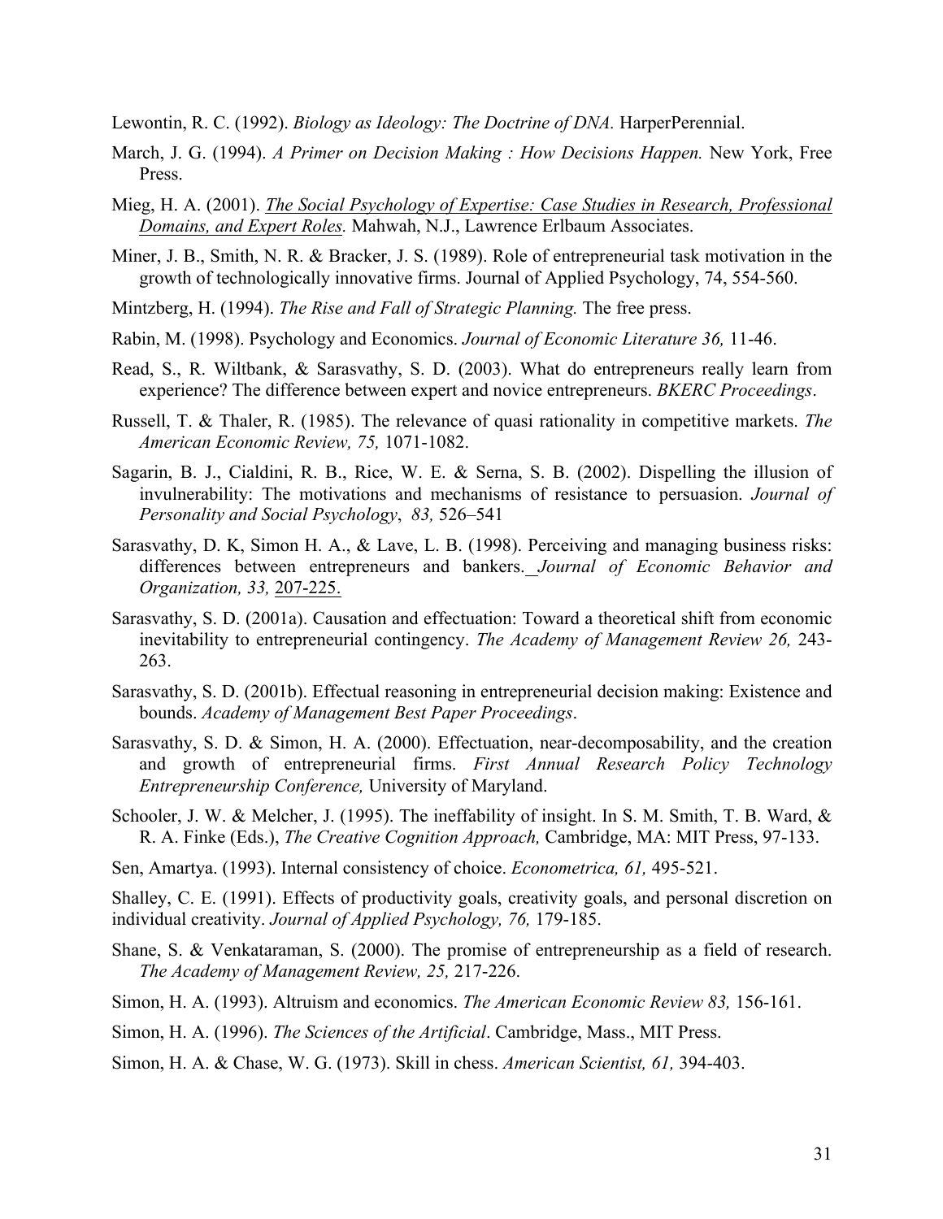Lewontin, R. C. (1992). *Biology as Ideology: The Doctrine of DNA.* HarperPerennial.

March, J. G. (1994). *A Primer on Decision Making : How Decisions Happen.* New York, Free Press.

Mieg, H. A. (2001). *The Social Psychology of Expertise: Case Studies in Research, Professional Domains, and Expert Roles.* Mahwah, N.J., Lawrence Erlbaum Associates.

Miner, J. B., Smith, N. R. & Bracker, J. S. (1989). Role of entrepreneurial task motivation in the growth of technologically innovative firms. Journal of Applied Psychology, 74, 554-560.

Mintzberg, H. (1994). *The Rise and Fall of Strategic Planning.* The free press.

Rabin, M. (1998). Psychology and Economics. *Journal of Economic Literature 36,* 11-46.

Read, S., R. Wiltbank, & Sarasvathy, S. D. (2003). What do entrepreneurs really learn from experience? The difference between expert and novice entrepreneurs. *BKERC Proceedings*.

Russell, T. & Thaler, R. (1985). The relevance of quasi rationality in competitive markets. *The American Economic Review, 75,* 1071-1082.

Sagarin, B. J., Cialdini, R. B., Rice, W. E. & Serna, S. B. (2002). Dispelling the illusion of invulnerability: The motivations and mechanisms of resistance to persuasion. *Journal of Personality and Social Psychology*, *83,* 526–541

Sarasvathy, D. K, Simon H. A., & Lave, L. B. (1998). Perceiving and managing business risks: differences between entrepreneurs and bankers. *Journal of Economic Behavior and Organization, 33,* 207-225.

Sarasvathy, S. D. (2001a). Causation and effectuation: Toward a theoretical shift from economic inevitability to entrepreneurial contingency. *The Academy of Management Review 26,* 243-263.

Sarasvathy, S. D. (2001b). Effectual reasoning in entrepreneurial decision making: Existence and bounds. *Academy of Management Best Paper Proceedings*.

Sarasvathy, S. D. & Simon, H. A. (2000). Effectuation, near-decomposability, and the creation and growth of entrepreneurial firms. *First Annual Research Policy Technology Entrepreneurship Conference,* University of Maryland.

Schooler, J. W. & Melcher, J. (1995). The ineffability of insight. In S. M. Smith, T. B. Ward, & R. A. Finke (Eds.), *The Creative Cognition Approach,* Cambridge, MA: MIT Press, 97-133.

Sen, Amartya. (1993). Internal consistency of choice. *Econometrica, 61,* 495-521.

Shalley, C. E. (1991). Effects of productivity goals, creativity goals, and personal discretion on individual creativity. *Journal of Applied Psychology, 76,* 179-185.

Shane, S. & Venkataraman, S. (2000). The promise of entrepreneurship as a field of research. *The Academy of Management Review, 25,* 217-226.

Simon, H. A. (1993). Altruism and economics. *The American Economic Review 83,* 156-161.

Simon, H. A. (1996). *The Sciences of the Artificial*. Cambridge, Mass., MIT Press.

Simon, H. A. & Chase, W. G. (1973). Skill in chess. *American Scientist, 61,* 394-403.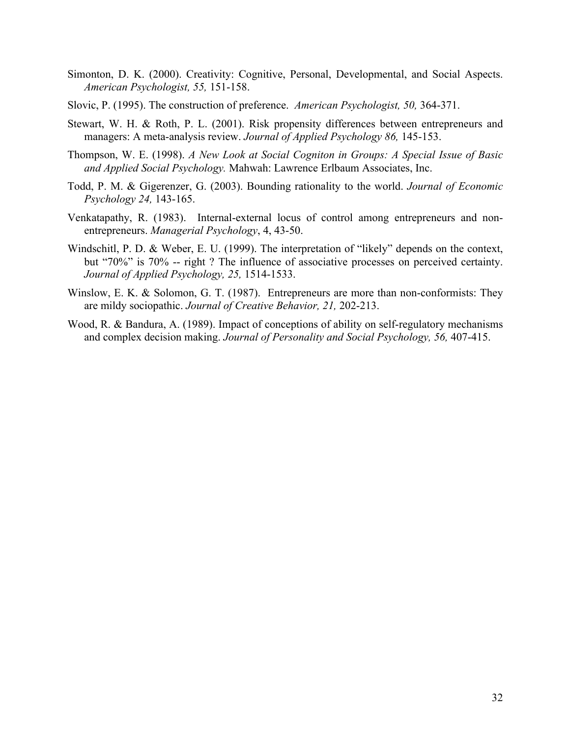Simonton, D. K. (2000). Creativity: Cognitive, Personal, Developmental, and Social Aspects. *American Psychologist, 55,* 151-158.

Slovic, P. (1995). The construction of preference. *American Psychologist, 50,* 364-371.

Stewart, W. H. & Roth, P. L. (2001). Risk propensity differences between entrepreneurs and managers: A meta-analysis review. *Journal of Applied Psychology 86,* 145-153.

Thompson, W. E. (1998). *A New Look at Social Cogniton in Groups: A Special Issue of Basic and Applied Social Psychology.* Mahwah: Lawrence Erlbaum Associates, Inc.

Todd, P. M. & Gigerenzer, G. (2003). Bounding rationality to the world. *Journal of Economic Psychology 24,* 143-165.

Venkatapathy, R. (1983). Internal-external locus of control among entrepreneurs and non-entrepreneurs. *Managerial Psychology*, 4, 43-50.

Windschitl, P. D. & Weber, E. U. (1999). The interpretation of "likely" depends on the context, but "70%" is 70% -- right ? The influence of associative processes on perceived certainty. *Journal of Applied Psychology, 25,* 1514-1533.

Winslow, E. K. & Solomon, G. T. (1987). Entrepreneurs are more than non-conformists: They are mildy sociopathic. *Journal of Creative Behavior, 21,* 202-213.

Wood, R. & Bandura, A. (1989). Impact of conceptions of ability on self-regulatory mechanisms and complex decision making. *Journal of Personality and Social Psychology, 56,* 407-415.